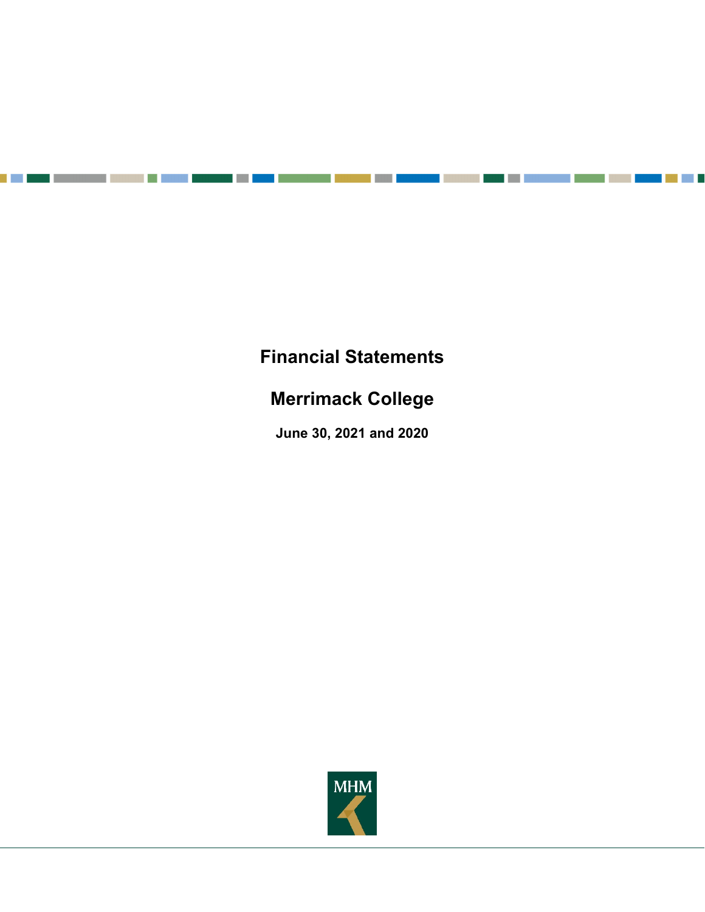# Financial Statements

## Merrimack College

**June 30, 2021 and 2020**

MHM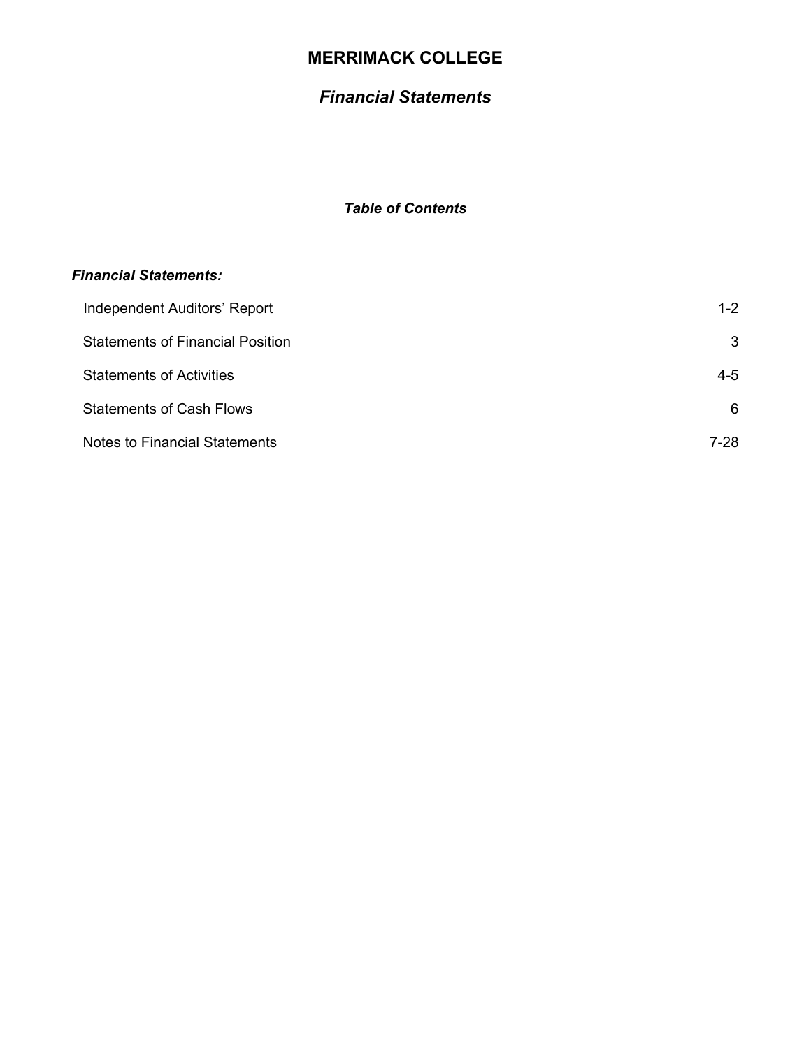# MERRIMACK COLLEGE

## *Financial Statements*

### *Table of Contents*

***Financial Statements:***

| | |
|---|---|
| Independent Auditors' Report | 1-2 |
| Statements of Financial Position | 3 |
| Statements of Activities | 4-5 |
| Statements of Cash Flows | 6 |
| Notes to Financial Statements | 7-28 |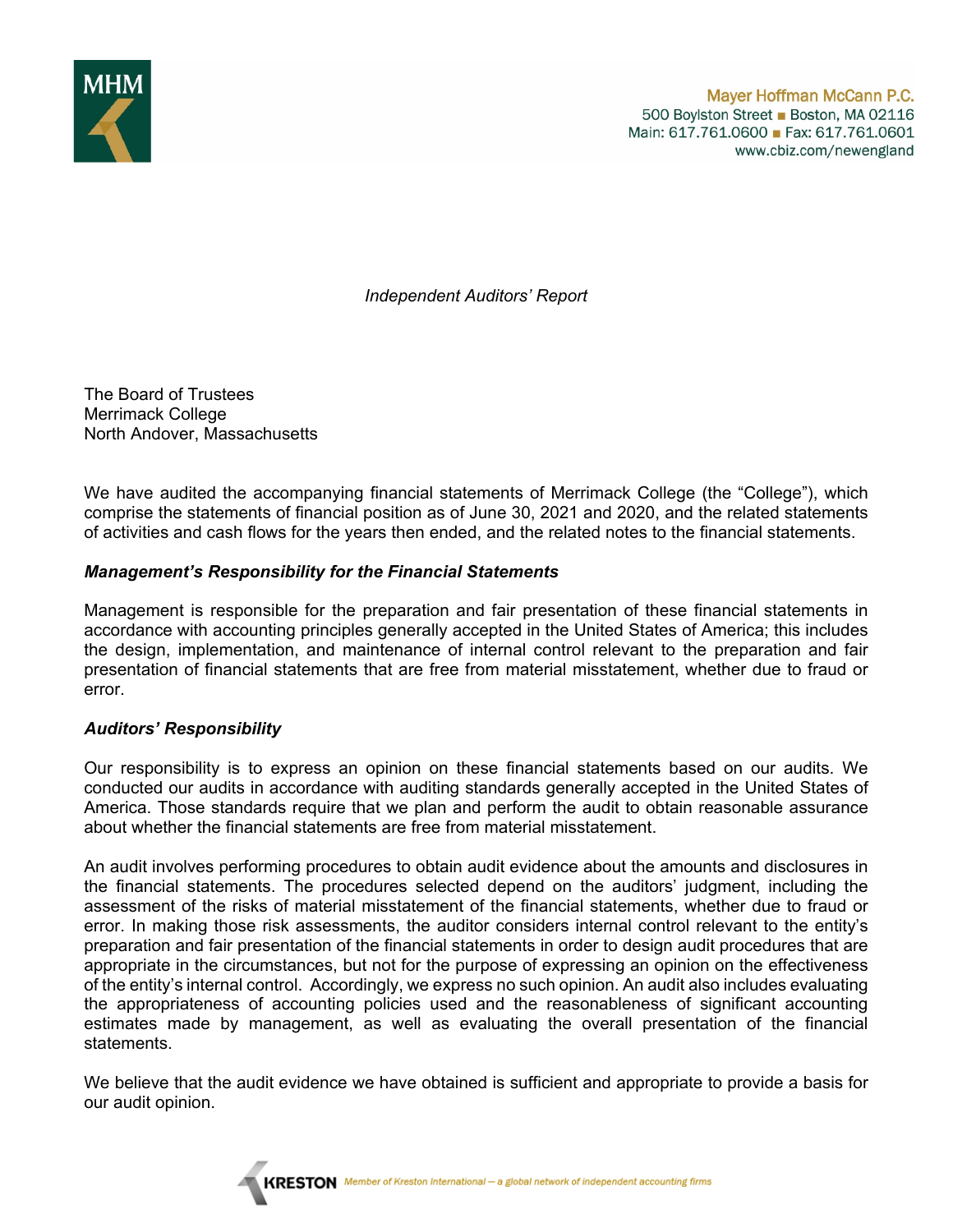Mayer Hoffman McCann P.C.
500 Boylston Street ■ Boston, MA 02116
Main: 617.761.0600 ■ Fax: 617.761.0601
www.cbiz.com/newengland

*Independent Auditors' Report*

The Board of Trustees
Merrimack College
North Andover, Massachusetts

We have audited the accompanying financial statements of Merrimack College (the "College"), which comprise the statements of financial position as of June 30, 2021 and 2020, and the related statements of activities and cash flows for the years then ended, and the related notes to the financial statements.

### *Management's Responsibility for the Financial Statements*

Management is responsible for the preparation and fair presentation of these financial statements in accordance with accounting principles generally accepted in the United States of America; this includes the design, implementation, and maintenance of internal control relevant to the preparation and fair presentation of financial statements that are free from material misstatement, whether due to fraud or error.

### *Auditors' Responsibility*

Our responsibility is to express an opinion on these financial statements based on our audits. We conducted our audits in accordance with auditing standards generally accepted in the United States of America. Those standards require that we plan and perform the audit to obtain reasonable assurance about whether the financial statements are free from material misstatement.

An audit involves performing procedures to obtain audit evidence about the amounts and disclosures in the financial statements. The procedures selected depend on the auditors' judgment, including the assessment of the risks of material misstatement of the financial statements, whether due to fraud or error. In making those risk assessments, the auditor considers internal control relevant to the entity's preparation and fair presentation of the financial statements in order to design audit procedures that are appropriate in the circumstances, but not for the purpose of expressing an opinion on the effectiveness of the entity's internal control. Accordingly, we express no such opinion. An audit also includes evaluating the appropriateness of accounting policies used and the reasonableness of significant accounting estimates made by management, as well as evaluating the overall presentation of the financial statements.

We believe that the audit evidence we have obtained is sufficient and appropriate to provide a basis for our audit opinion.

KRESTON Member of Kreston International — a global network of independent accounting firms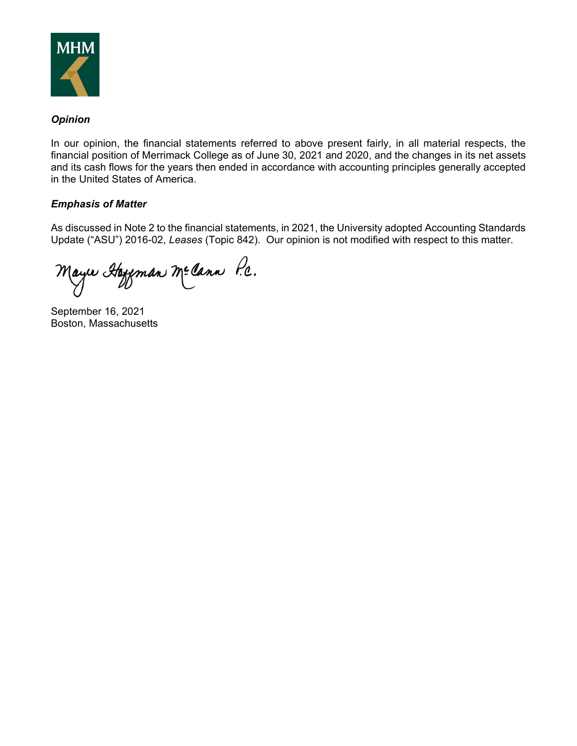### *Opinion*

In our opinion, the financial statements referred to above present fairly, in all material respects, the financial position of Merrimack College as of June 30, 2021 and 2020, and the changes in its net assets and its cash flows for the years then ended in accordance with accounting principles generally accepted in the United States of America.

### *Emphasis of Matter*

As discussed in Note 2 to the financial statements, in 2021, the University adopted Accounting Standards Update ("ASU") 2016-02, *Leases* (Topic 842). Our opinion is not modified with respect to this matter.

Mayer Hoffman McCann P.C.

September 16, 2021
Boston, Massachusetts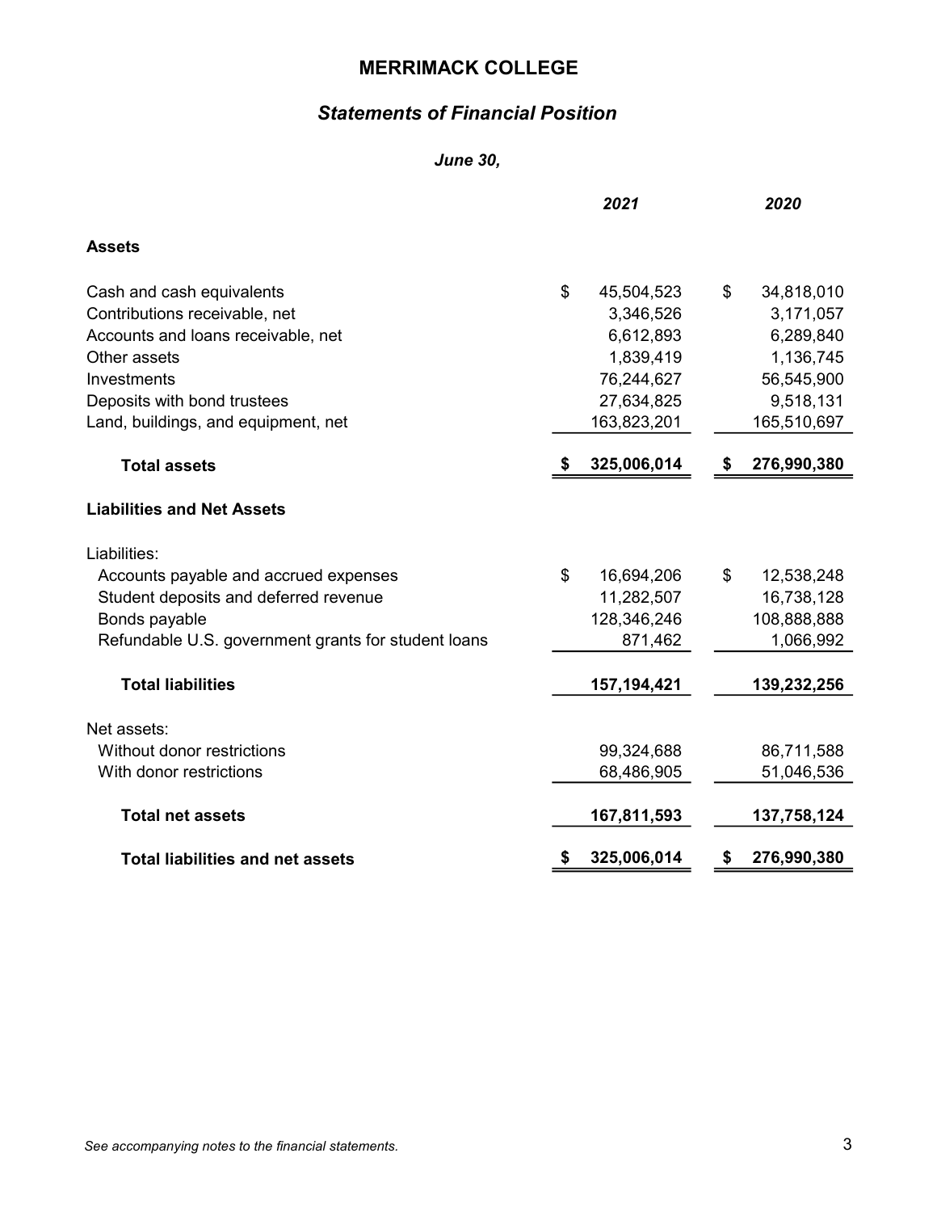# MERRIMACK COLLEGE

## *Statements of Financial Position*

***June 30,***

| | *2021* | *2020* |
|---|---|---|
| **Assets** | | |
| Cash and cash equivalents | $ 45,504,523 | $ 34,818,010 |
| Contributions receivable, net | 3,346,526 | 3,171,057 |
| Accounts and loans receivable, net | 6,612,893 | 6,289,840 |
| Other assets | 1,839,419 | 1,136,745 |
| Investments | 76,244,627 | 56,545,900 |
| Deposits with bond trustees | 27,634,825 | 9,518,131 |
| Land, buildings, and equipment, net | 163,823,201 | 165,510,697 |
| **Total assets** | **$ 325,006,014** | **$ 276,990,380** |
| **Liabilities and Net Assets** | | |
| Liabilities: | | |
| Accounts payable and accrued expenses | $ 16,694,206 | $ 12,538,248 |
| Student deposits and deferred revenue | 11,282,507 | 16,738,128 |
| Bonds payable | 128,346,246 | 108,888,888 |
| Refundable U.S. government grants for student loans | 871,462 | 1,066,992 |
| **Total liabilities** | **157,194,421** | **139,232,256** |
| Net assets: | | |
| Without donor restrictions | 99,324,688 | 86,711,588 |
| With donor restrictions | 68,486,905 | 51,046,536 |
| **Total net assets** | **167,811,593** | **137,758,124** |
| **Total liabilities and net assets** | **$ 325,006,014** | **$ 276,990,380** |

*See accompanying notes to the financial statements.*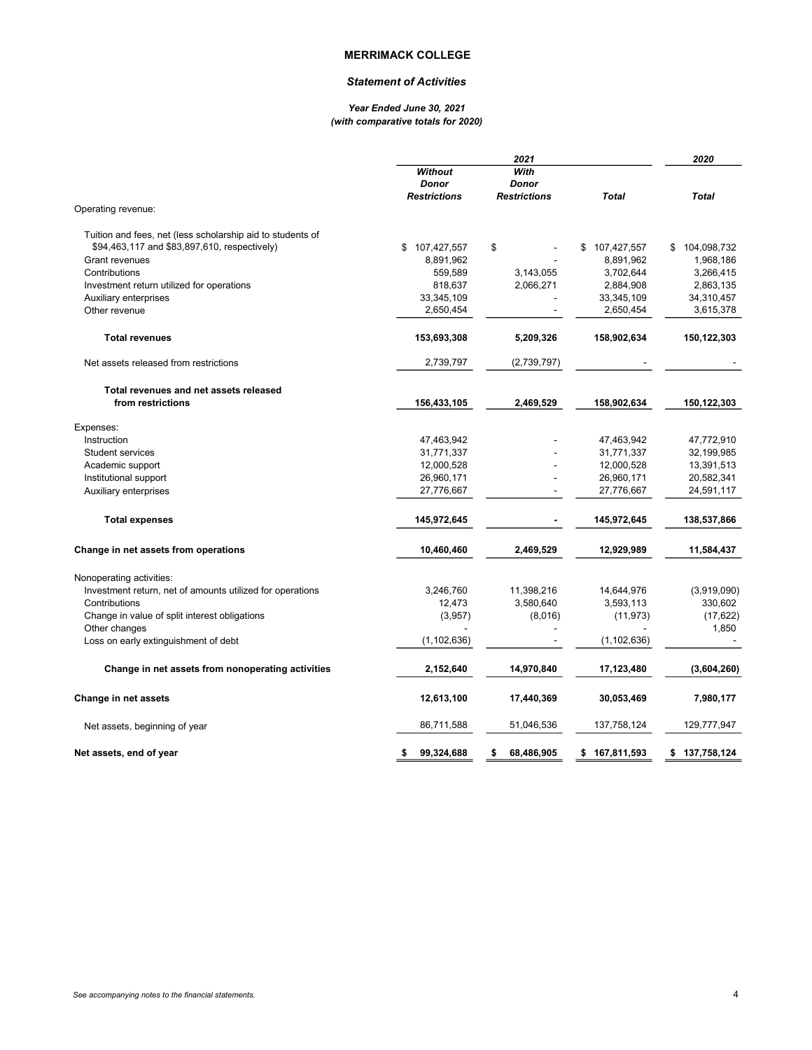**MERRIMACK COLLEGE**

***Statement of Activities***

***Year Ended June 30, 2021***
***(with comparative totals for 2020)***

| | 2021 | | | 2020 |
|---|---|---|---|---|
| | *Without Donor Restrictions* | *With Donor Restrictions* | *Total* | *Total* |
| Operating revenue: | | | | |
| Tuition and fees, net (less scholarship aid to students of $94,463,117 and $83,897,610, respectively) | $ 107,427,557 | $ - | $ 107,427,557 | $ 104,098,732 |
| Grant revenues | 8,891,962 | - | 8,891,962 | 1,968,186 |
| Contributions | 559,589 | 3,143,055 | 3,702,644 | 3,266,415 |
| Investment return utilized for operations | 818,637 | 2,066,271 | 2,884,908 | 2,863,135 |
| Auxiliary enterprises | 33,345,109 | - | 33,345,109 | 34,310,457 |
| Other revenue | 2,650,454 | - | 2,650,454 | 3,615,378 |
| **Total revenues** | **153,693,308** | **5,209,326** | **158,902,634** | **150,122,303** |
| Net assets released from restrictions | 2,739,797 | (2,739,797) | - | - |
| **Total revenues and net assets released from restrictions** | **156,433,105** | **2,469,529** | **158,902,634** | **150,122,303** |
| Expenses: | | | | |
| Instruction | 47,463,942 | - | 47,463,942 | 47,772,910 |
| Student services | 31,771,337 | - | 31,771,337 | 32,199,985 |
| Academic support | 12,000,528 | - | 12,000,528 | 13,391,513 |
| Institutional support | 26,960,171 | - | 26,960,171 | 20,582,341 |
| Auxiliary enterprises | 27,776,667 | - | 27,776,667 | 24,591,117 |
| **Total expenses** | **145,972,645** | **-** | **145,972,645** | **138,537,866** |
| **Change in net assets from operations** | **10,460,460** | **2,469,529** | **12,929,989** | **11,584,437** |
| Nonoperating activities: | | | | |
| Investment return, net of amounts utilized for operations | 3,246,760 | 11,398,216 | 14,644,976 | (3,919,090) |
| Contributions | 12,473 | 3,580,640 | 3,593,113 | 330,602 |
| Change in value of split interest obligations | (3,957) | (8,016) | (11,973) | (17,622) |
| Other changes | - | - | - | 1,850 |
| Loss on early extinguishment of debt | (1,102,636) | - | (1,102,636) | - |
| **Change in net assets from nonoperating activities** | **2,152,640** | **14,970,840** | **17,123,480** | **(3,604,260)** |
| **Change in net assets** | **12,613,100** | **17,440,369** | **30,053,469** | **7,980,177** |
| Net assets, beginning of year | 86,711,588 | 51,046,536 | 137,758,124 | 129,777,947 |
| **Net assets, end of year** | **$ 99,324,688** | **$ 68,486,905** | **$ 167,811,593** | **$ 137,758,124** |

*See accompanying notes to the financial statements.*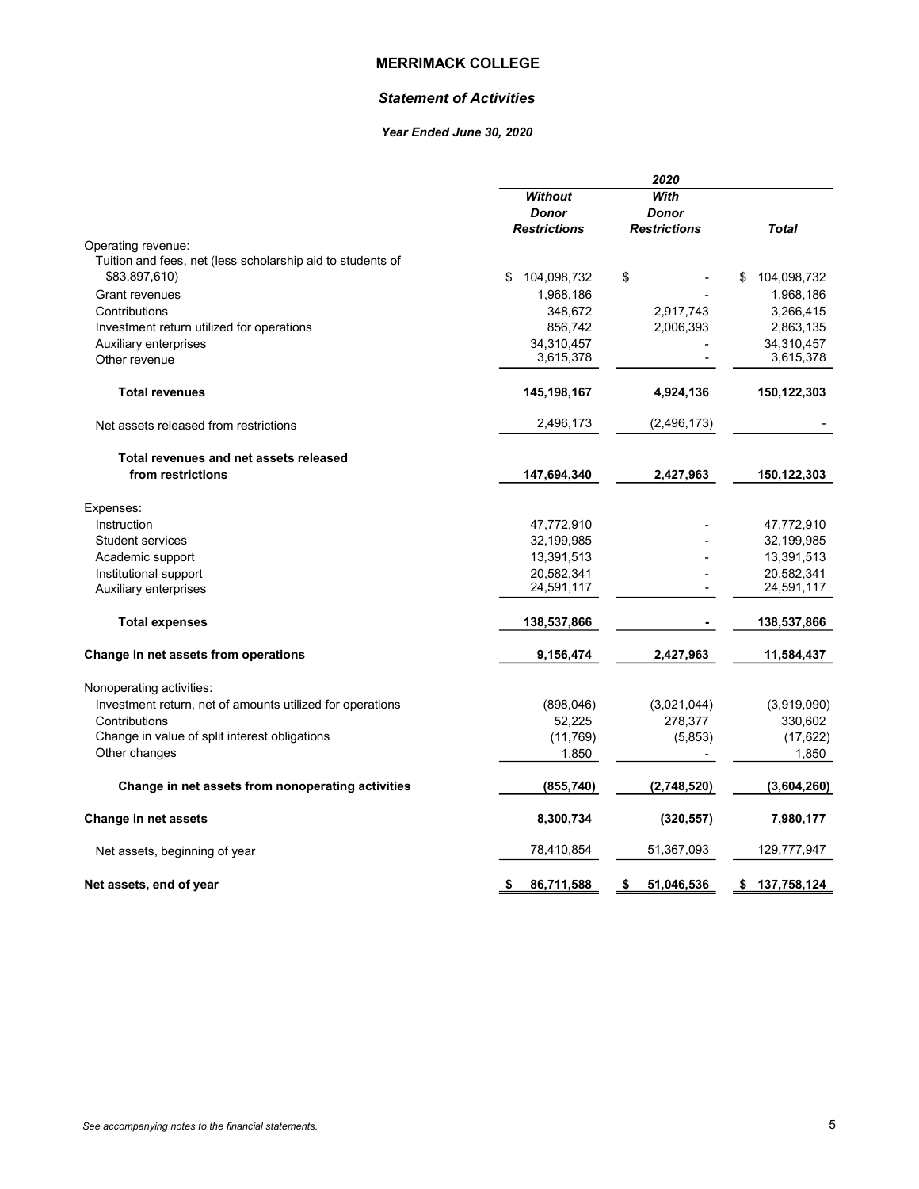# MERRIMACK COLLEGE

## *Statement of Activities*

### *Year Ended June 30, 2020*

| | 2020 | | |
|---|---|---|---|
| | ***Without Donor Restrictions*** | ***With Donor Restrictions*** | ***Total*** |
| Operating revenue: | | | |
| Tuition and fees, net (less scholarship aid to students of $83,897,610) | $ 104,098,732 | $ - | $ 104,098,732 |
| Grant revenues | 1,968,186 | - | 1,968,186 |
| Contributions | 348,672 | 2,917,743 | 3,266,415 |
| Investment return utilized for operations | 856,742 | 2,006,393 | 2,863,135 |
| Auxiliary enterprises | 34,310,457 | - | 34,310,457 |
| Other revenue | 3,615,378 | - | 3,615,378 |
| **Total revenues** | **145,198,167** | **4,924,136** | **150,122,303** |
| Net assets released from restrictions | 2,496,173 | (2,496,173) | - |
| **Total revenues and net assets released from restrictions** | **147,694,340** | **2,427,963** | **150,122,303** |
| Expenses: | | | |
| Instruction | 47,772,910 | - | 47,772,910 |
| Student services | 32,199,985 | - | 32,199,985 |
| Academic support | 13,391,513 | - | 13,391,513 |
| Institutional support | 20,582,341 | - | 20,582,341 |
| Auxiliary enterprises | 24,591,117 | - | 24,591,117 |
| **Total expenses** | **138,537,866** | **-** | **138,537,866** |
| **Change in net assets from operations** | **9,156,474** | **2,427,963** | **11,584,437** |
| Nonoperating activities: | | | |
| Investment return, net of amounts utilized for operations | (898,046) | (3,021,044) | (3,919,090) |
| Contributions | 52,225 | 278,377 | 330,602 |
| Change in value of split interest obligations | (11,769) | (5,853) | (17,622) |
| Other changes | 1,850 | - | 1,850 |
| **Change in net assets from nonoperating activities** | **(855,740)** | **(2,748,520)** | **(3,604,260)** |
| **Change in net assets** | **8,300,734** | **(320,557)** | **7,980,177** |
| Net assets, beginning of year | 78,410,854 | 51,367,093 | 129,777,947 |
| **Net assets, end of year** | **$ 86,711,588** | **$ 51,046,536** | **$ 137,758,124** |

*See accompanying notes to the financial statements.*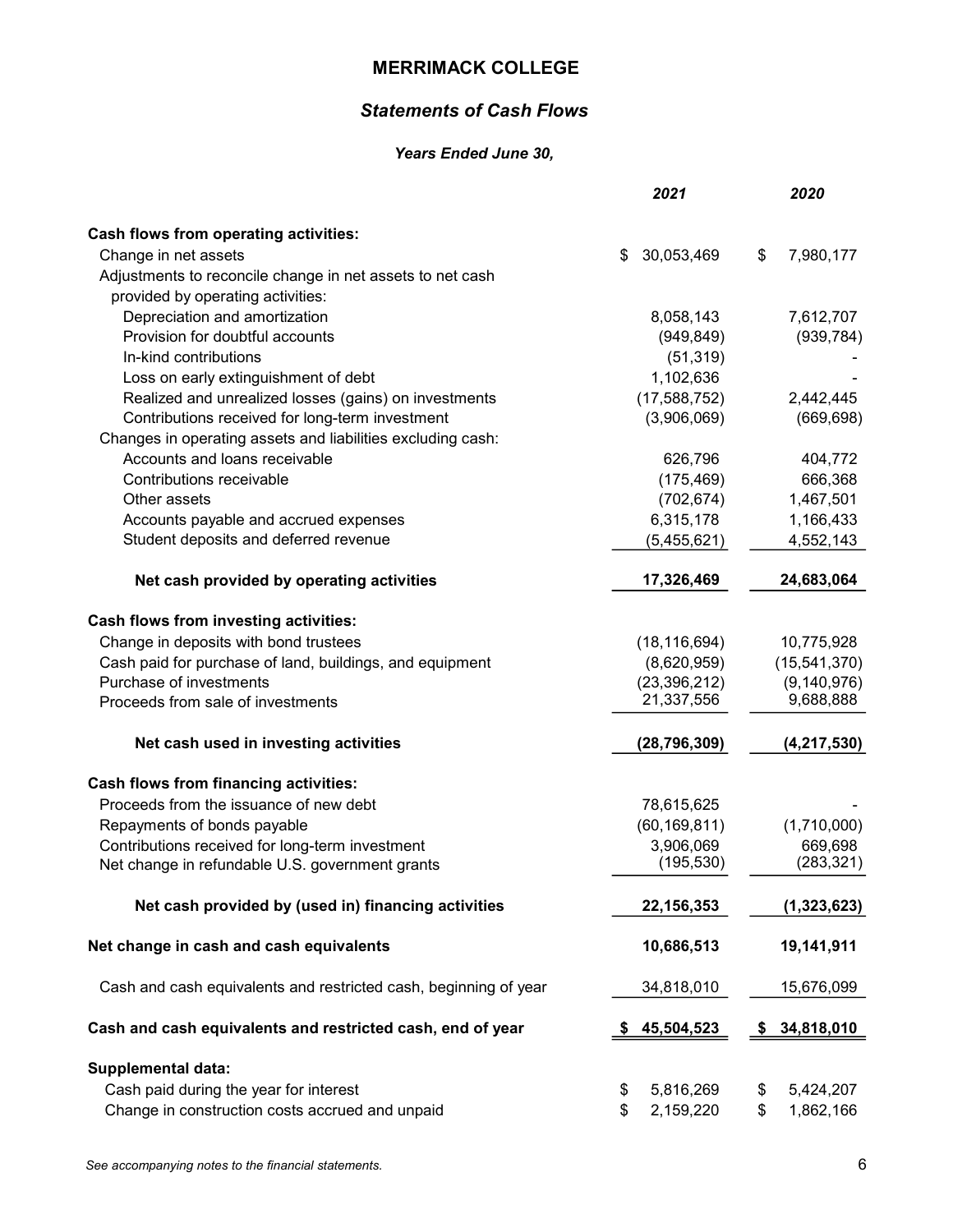# MERRIMACK COLLEGE

## *Statements of Cash Flows*

***Years Ended June 30,***

| | *2021* | *2020* |
|---|---|---|
| **Cash flows from operating activities:** | | |
| Change in net assets | $ 30,053,469 | $ 7,980,177 |
| Adjustments to reconcile change in net assets to net cash provided by operating activities: | | |
| Depreciation and amortization | 8,058,143 | 7,612,707 |
| Provision for doubtful accounts | (949,849) | (939,784) |
| In-kind contributions | (51,319) | - |
| Loss on early extinguishment of debt | 1,102,636 | - |
| Realized and unrealized losses (gains) on investments | (17,588,752) | 2,442,445 |
| Contributions received for long-term investment | (3,906,069) | (669,698) |
| Changes in operating assets and liabilities excluding cash: | | |
| Accounts and loans receivable | 626,796 | 404,772 |
| Contributions receivable | (175,469) | 666,368 |
| Other assets | (702,674) | 1,467,501 |
| Accounts payable and accrued expenses | 6,315,178 | 1,166,433 |
| Student deposits and deferred revenue | (5,455,621) | 4,552,143 |
| **Net cash provided by operating activities** | **17,326,469** | **24,683,064** |
| **Cash flows from investing activities:** | | |
| Change in deposits with bond trustees | (18,116,694) | 10,775,928 |
| Cash paid for purchase of land, buildings, and equipment | (8,620,959) | (15,541,370) |
| Purchase of investments | (23,396,212) | (9,140,976) |
| Proceeds from sale of investments | 21,337,556 | 9,688,888 |
| **Net cash used in investing activities** | **(28,796,309)** | **(4,217,530)** |
| **Cash flows from financing activities:** | | |
| Proceeds from the issuance of new debt | 78,615,625 | - |
| Repayments of bonds payable | (60,169,811) | (1,710,000) |
| Contributions received for long-term investment | 3,906,069 | 669,698 |
| Net change in refundable U.S. government grants | (195,530) | (283,321) |
| **Net cash provided by (used in) financing activities** | **22,156,353** | **(1,323,623)** |
| **Net change in cash and cash equivalents** | **10,686,513** | **19,141,911** |
| Cash and cash equivalents and restricted cash, beginning of year | 34,818,010 | 15,676,099 |
| **Cash and cash equivalents and restricted cash, end of year** | **$ 45,504,523** | **$ 34,818,010** |
| **Supplemental data:** | | |
| Cash paid during the year for interest | $ 5,816,269 | $ 5,424,207 |
| Change in construction costs accrued and unpaid | $ 2,159,220 | $ 1,862,166 |

*See accompanying notes to the financial statements.*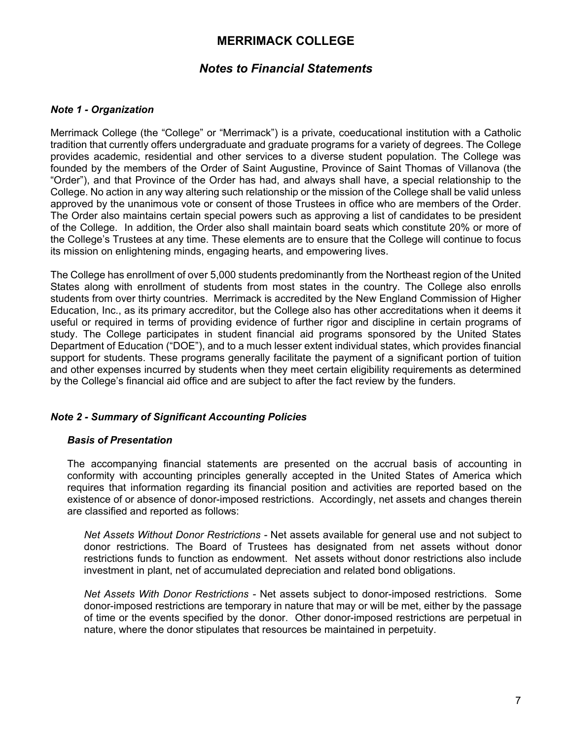# MERRIMACK COLLEGE

## *Notes to Financial Statements*

### *Note 1 - Organization*

Merrimack College (the "College" or "Merrimack") is a private, coeducational institution with a Catholic tradition that currently offers undergraduate and graduate programs for a variety of degrees. The College provides academic, residential and other services to a diverse student population. The College was founded by the members of the Order of Saint Augustine, Province of Saint Thomas of Villanova (the "Order"), and that Province of the Order has had, and always shall have, a special relationship to the College. No action in any way altering such relationship or the mission of the College shall be valid unless approved by the unanimous vote or consent of those Trustees in office who are members of the Order. The Order also maintains certain special powers such as approving a list of candidates to be president of the College. In addition, the Order also shall maintain board seats which constitute 20% or more of the College's Trustees at any time. These elements are to ensure that the College will continue to focus its mission on enlightening minds, engaging hearts, and empowering lives.

The College has enrollment of over 5,000 students predominantly from the Northeast region of the United States along with enrollment of students from most states in the country. The College also enrolls students from over thirty countries. Merrimack is accredited by the New England Commission of Higher Education, Inc., as its primary accreditor, but the College also has other accreditations when it deems it useful or required in terms of providing evidence of further rigor and discipline in certain programs of study. The College participates in student financial aid programs sponsored by the United States Department of Education ("DOE"), and to a much lesser extent individual states, which provides financial support for students. These programs generally facilitate the payment of a significant portion of tuition and other expenses incurred by students when they meet certain eligibility requirements as determined by the College's financial aid office and are subject to after the fact review by the funders.

### *Note 2 - Summary of Significant Accounting Policies*

#### *Basis of Presentation*

The accompanying financial statements are presented on the accrual basis of accounting in conformity with accounting principles generally accepted in the United States of America which requires that information regarding its financial position and activities are reported based on the existence of or absence of donor-imposed restrictions. Accordingly, net assets and changes therein are classified and reported as follows:

*Net Assets Without Donor Restrictions* - Net assets available for general use and not subject to donor restrictions. The Board of Trustees has designated from net assets without donor restrictions funds to function as endowment. Net assets without donor restrictions also include investment in plant, net of accumulated depreciation and related bond obligations.

*Net Assets With Donor Restrictions* - Net assets subject to donor-imposed restrictions. Some donor-imposed restrictions are temporary in nature that may or will be met, either by the passage of time or the events specified by the donor. Other donor-imposed restrictions are perpetual in nature, where the donor stipulates that resources be maintained in perpetuity.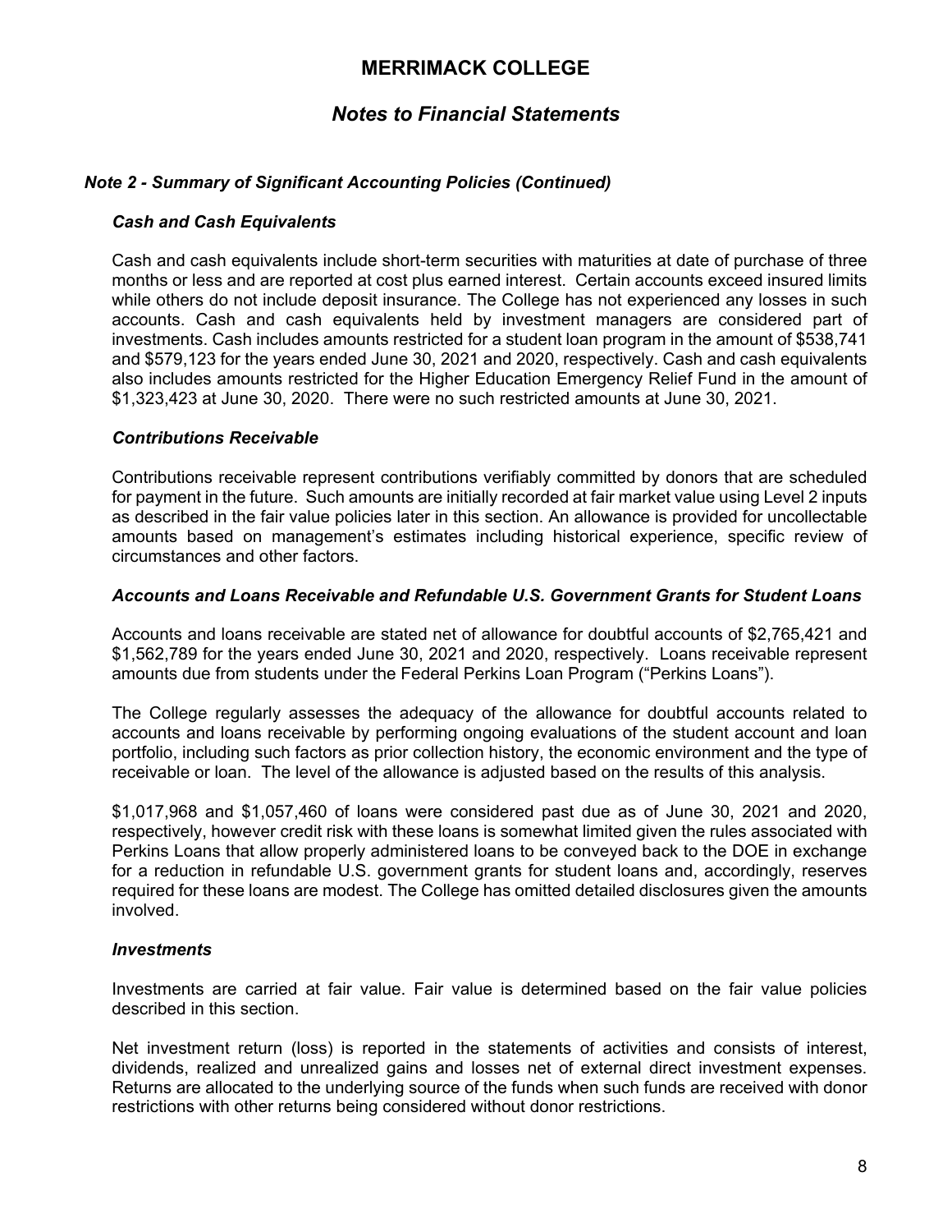# MERRIMACK COLLEGE

## *Notes to Financial Statements*

### *Note 2 - Summary of Significant Accounting Policies (Continued)*

#### *Cash and Cash Equivalents*

Cash and cash equivalents include short-term securities with maturities at date of purchase of three months or less and are reported at cost plus earned interest. Certain accounts exceed insured limits while others do not include deposit insurance. The College has not experienced any losses in such accounts. Cash and cash equivalents held by investment managers are considered part of investments. Cash includes amounts restricted for a student loan program in the amount of $538,741 and $579,123 for the years ended June 30, 2021 and 2020, respectively. Cash and cash equivalents also includes amounts restricted for the Higher Education Emergency Relief Fund in the amount of $1,323,423 at June 30, 2020. There were no such restricted amounts at June 30, 2021.

#### *Contributions Receivable*

Contributions receivable represent contributions verifiably committed by donors that are scheduled for payment in the future. Such amounts are initially recorded at fair market value using Level 2 inputs as described in the fair value policies later in this section. An allowance is provided for uncollectable amounts based on management's estimates including historical experience, specific review of circumstances and other factors.

#### *Accounts and Loans Receivable and Refundable U.S. Government Grants for Student Loans*

Accounts and loans receivable are stated net of allowance for doubtful accounts of $2,765,421 and $1,562,789 for the years ended June 30, 2021 and 2020, respectively. Loans receivable represent amounts due from students under the Federal Perkins Loan Program ("Perkins Loans").

The College regularly assesses the adequacy of the allowance for doubtful accounts related to accounts and loans receivable by performing ongoing evaluations of the student account and loan portfolio, including such factors as prior collection history, the economic environment and the type of receivable or loan. The level of the allowance is adjusted based on the results of this analysis.

$1,017,968 and $1,057,460 of loans were considered past due as of June 30, 2021 and 2020, respectively, however credit risk with these loans is somewhat limited given the rules associated with Perkins Loans that allow properly administered loans to be conveyed back to the DOE in exchange for a reduction in refundable U.S. government grants for student loans and, accordingly, reserves required for these loans are modest. The College has omitted detailed disclosures given the amounts involved.

#### *Investments*

Investments are carried at fair value. Fair value is determined based on the fair value policies described in this section.

Net investment return (loss) is reported in the statements of activities and consists of interest, dividends, realized and unrealized gains and losses net of external direct investment expenses. Returns are allocated to the underlying source of the funds when such funds are received with donor restrictions with other returns being considered without donor restrictions.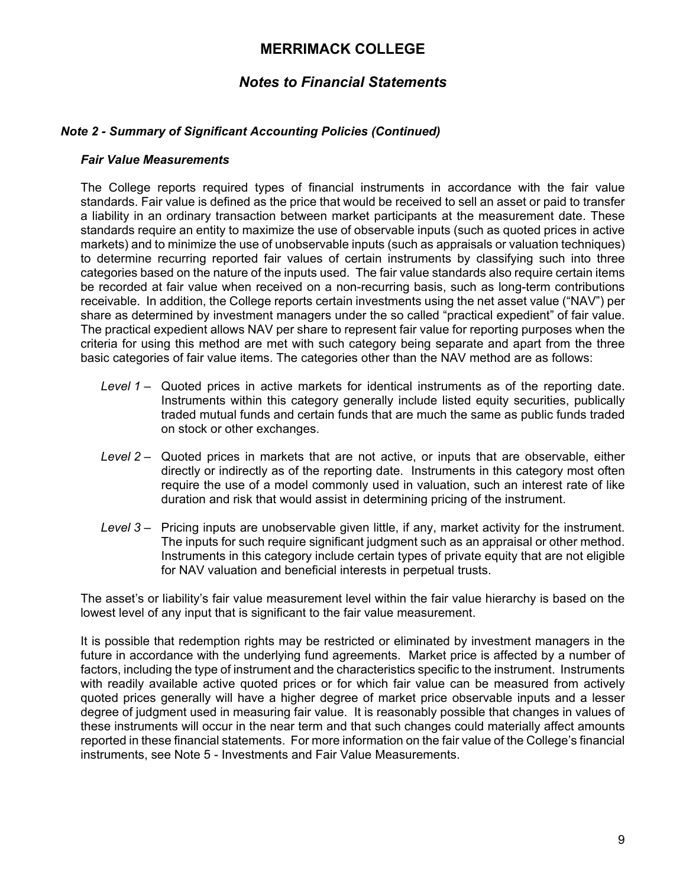# MERRIMACK COLLEGE

## *Notes to Financial Statements*

### *Note 2 - Summary of Significant Accounting Policies (Continued)*

#### *Fair Value Measurements*

The College reports required types of financial instruments in accordance with the fair value standards. Fair value is defined as the price that would be received to sell an asset or paid to transfer a liability in an ordinary transaction between market participants at the measurement date. These standards require an entity to maximize the use of observable inputs (such as quoted prices in active markets) and to minimize the use of unobservable inputs (such as appraisals or valuation techniques) to determine recurring reported fair values of certain instruments by classifying such into three categories based on the nature of the inputs used. The fair value standards also require certain items be recorded at fair value when received on a non-recurring basis, such as long-term contributions receivable. In addition, the College reports certain investments using the net asset value ("NAV") per share as determined by investment managers under the so called "practical expedient" of fair value. The practical expedient allows NAV per share to represent fair value for reporting purposes when the criteria for using this method are met with such category being separate and apart from the three basic categories of fair value items. The categories other than the NAV method are as follows:

*Level 1* – Quoted prices in active markets for identical instruments as of the reporting date. Instruments within this category generally include listed equity securities, publically traded mutual funds and certain funds that are much the same as public funds traded on stock or other exchanges.

*Level 2* – Quoted prices in markets that are not active, or inputs that are observable, either directly or indirectly as of the reporting date. Instruments in this category most often require the use of a model commonly used in valuation, such an interest rate of like duration and risk that would assist in determining pricing of the instrument.

*Level 3* – Pricing inputs are unobservable given little, if any, market activity for the instrument. The inputs for such require significant judgment such as an appraisal or other method. Instruments in this category include certain types of private equity that are not eligible for NAV valuation and beneficial interests in perpetual trusts.

The asset's or liability's fair value measurement level within the fair value hierarchy is based on the lowest level of any input that is significant to the fair value measurement.

It is possible that redemption rights may be restricted or eliminated by investment managers in the future in accordance with the underlying fund agreements. Market price is affected by a number of factors, including the type of instrument and the characteristics specific to the instrument. Instruments with readily available active quoted prices or for which fair value can be measured from actively quoted prices generally will have a higher degree of market price observable inputs and a lesser degree of judgment used in measuring fair value. It is reasonably possible that changes in values of these instruments will occur in the near term and that such changes could materially affect amounts reported in these financial statements. For more information on the fair value of the College's financial instruments, see Note 5 - Investments and Fair Value Measurements.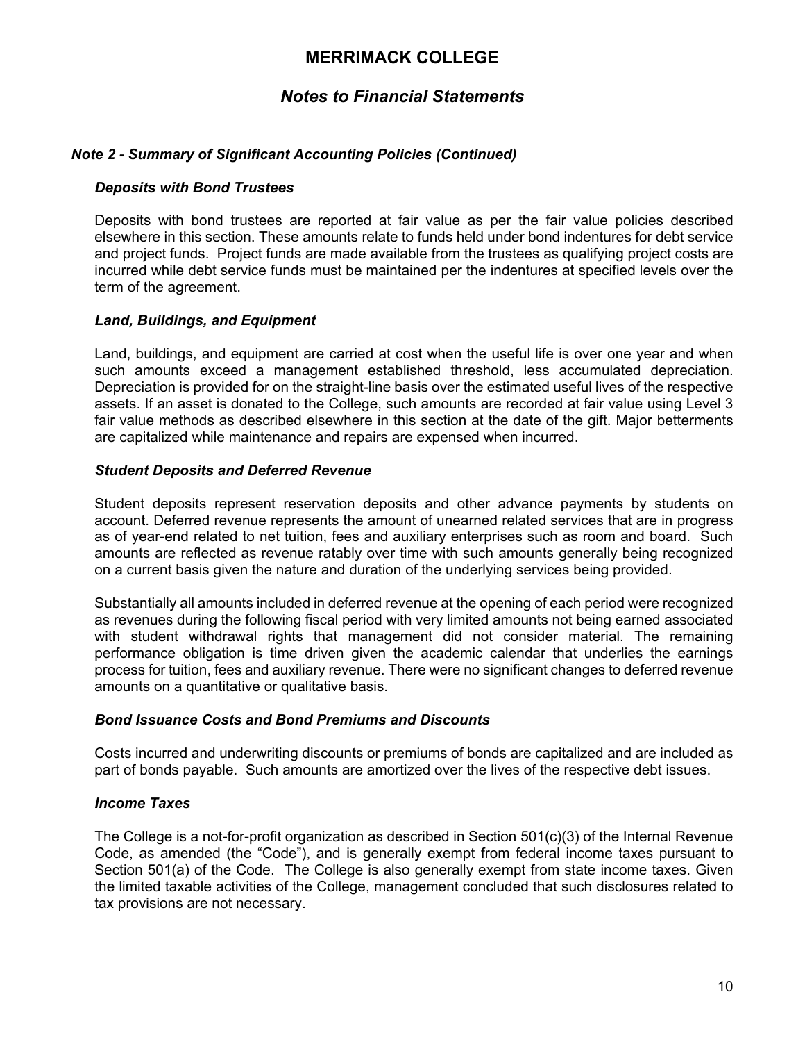# MERRIMACK COLLEGE

## *Notes to Financial Statements*

### *Note 2 - Summary of Significant Accounting Policies (Continued)*

#### *Deposits with Bond Trustees*

Deposits with bond trustees are reported at fair value as per the fair value policies described elsewhere in this section. These amounts relate to funds held under bond indentures for debt service and project funds. Project funds are made available from the trustees as qualifying project costs are incurred while debt service funds must be maintained per the indentures at specified levels over the term of the agreement.

#### *Land, Buildings, and Equipment*

Land, buildings, and equipment are carried at cost when the useful life is over one year and when such amounts exceed a management established threshold, less accumulated depreciation. Depreciation is provided for on the straight-line basis over the estimated useful lives of the respective assets. If an asset is donated to the College, such amounts are recorded at fair value using Level 3 fair value methods as described elsewhere in this section at the date of the gift. Major betterments are capitalized while maintenance and repairs are expensed when incurred.

#### *Student Deposits and Deferred Revenue*

Student deposits represent reservation deposits and other advance payments by students on account. Deferred revenue represents the amount of unearned related services that are in progress as of year-end related to net tuition, fees and auxiliary enterprises such as room and board. Such amounts are reflected as revenue ratably over time with such amounts generally being recognized on a current basis given the nature and duration of the underlying services being provided.

Substantially all amounts included in deferred revenue at the opening of each period were recognized as revenues during the following fiscal period with very limited amounts not being earned associated with student withdrawal rights that management did not consider material. The remaining performance obligation is time driven given the academic calendar that underlies the earnings process for tuition, fees and auxiliary revenue. There were no significant changes to deferred revenue amounts on a quantitative or qualitative basis.

#### *Bond Issuance Costs and Bond Premiums and Discounts*

Costs incurred and underwriting discounts or premiums of bonds are capitalized and are included as part of bonds payable. Such amounts are amortized over the lives of the respective debt issues.

#### *Income Taxes*

The College is a not-for-profit organization as described in Section 501(c)(3) of the Internal Revenue Code, as amended (the "Code"), and is generally exempt from federal income taxes pursuant to Section 501(a) of the Code. The College is also generally exempt from state income taxes. Given the limited taxable activities of the College, management concluded that such disclosures related to tax provisions are not necessary.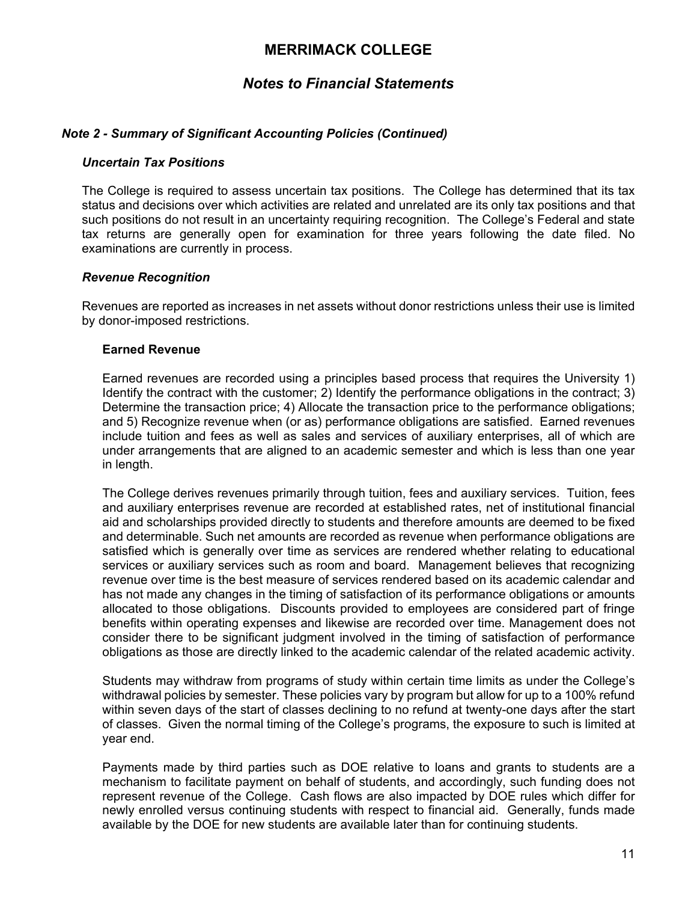# MERRIMACK COLLEGE

## *Notes to Financial Statements*

### *Note 2 - Summary of Significant Accounting Policies (Continued)*

#### *Uncertain Tax Positions*

The College is required to assess uncertain tax positions. The College has determined that its tax status and decisions over which activities are related and unrelated are its only tax positions and that such positions do not result in an uncertainty requiring recognition. The College's Federal and state tax returns are generally open for examination for three years following the date filed. No examinations are currently in process.

#### *Revenue Recognition*

Revenues are reported as increases in net assets without donor restrictions unless their use is limited by donor-imposed restrictions.

**Earned Revenue**

Earned revenues are recorded using a principles based process that requires the University 1) Identify the contract with the customer; 2) Identify the performance obligations in the contract; 3) Determine the transaction price; 4) Allocate the transaction price to the performance obligations; and 5) Recognize revenue when (or as) performance obligations are satisfied. Earned revenues include tuition and fees as well as sales and services of auxiliary enterprises, all of which are under arrangements that are aligned to an academic semester and which is less than one year in length.

The College derives revenues primarily through tuition, fees and auxiliary services. Tuition, fees and auxiliary enterprises revenue are recorded at established rates, net of institutional financial aid and scholarships provided directly to students and therefore amounts are deemed to be fixed and determinable. Such net amounts are recorded as revenue when performance obligations are satisfied which is generally over time as services are rendered whether relating to educational services or auxiliary services such as room and board. Management believes that recognizing revenue over time is the best measure of services rendered based on its academic calendar and has not made any changes in the timing of satisfaction of its performance obligations or amounts allocated to those obligations. Discounts provided to employees are considered part of fringe benefits within operating expenses and likewise are recorded over time. Management does not consider there to be significant judgment involved in the timing of satisfaction of performance obligations as those are directly linked to the academic calendar of the related academic activity.

Students may withdraw from programs of study within certain time limits as under the College's withdrawal policies by semester. These policies vary by program but allow for up to a 100% refund within seven days of the start of classes declining to no refund at twenty-one days after the start of classes. Given the normal timing of the College's programs, the exposure to such is limited at year end.

Payments made by third parties such as DOE relative to loans and grants to students are a mechanism to facilitate payment on behalf of students, and accordingly, such funding does not represent revenue of the College. Cash flows are also impacted by DOE rules which differ for newly enrolled versus continuing students with respect to financial aid. Generally, funds made available by the DOE for new students are available later than for continuing students.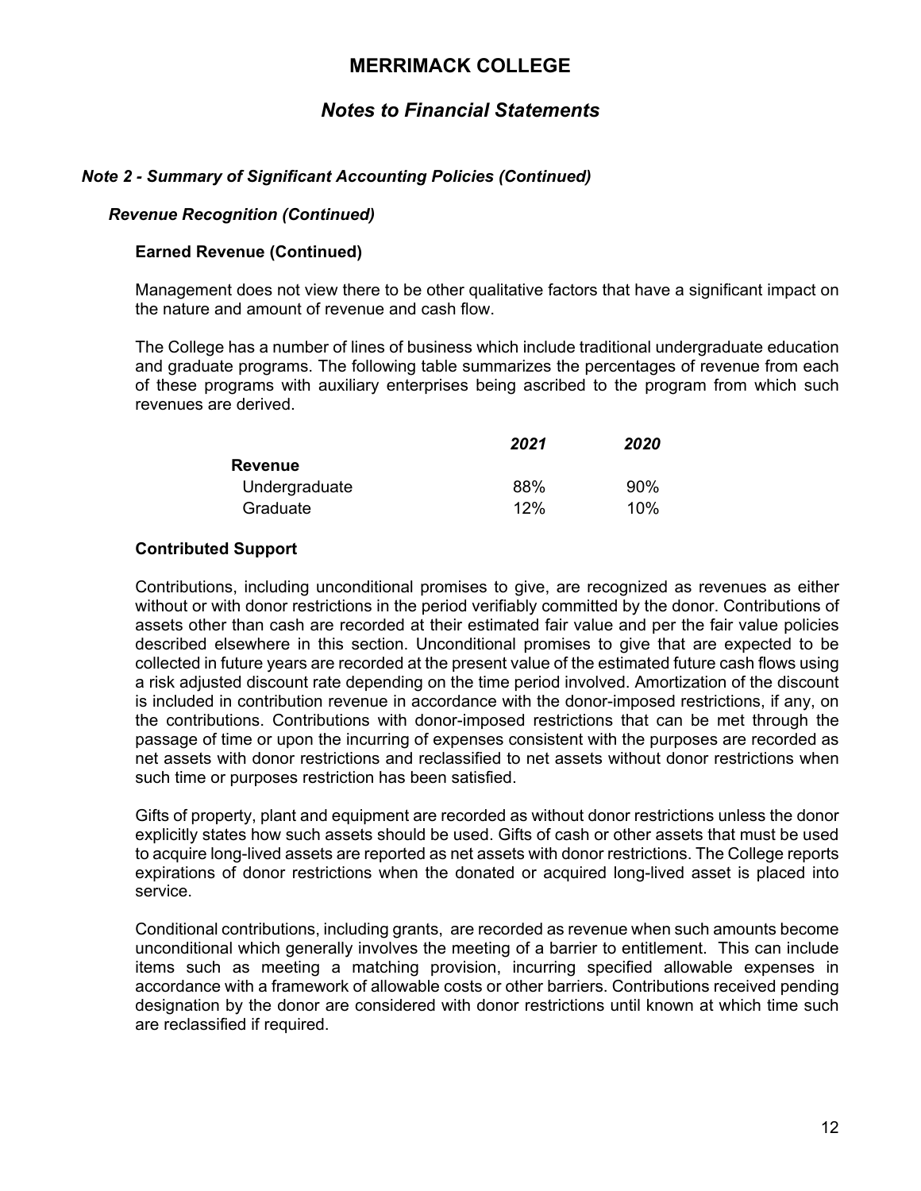# MERRIMACK COLLEGE

## *Notes to Financial Statements*

### *Note 2 - Summary of Significant Accounting Policies (Continued)*

#### *Revenue Recognition (Continued)*

**Earned Revenue (Continued)**

Management does not view there to be other qualitative factors that have a significant impact on the nature and amount of revenue and cash flow.

The College has a number of lines of business which include traditional undergraduate education and graduate programs. The following table summarizes the percentages of revenue from each of these programs with auxiliary enterprises being ascribed to the program from which such revenues are derived.

| | *2021* | *2020* |
|---|---|---|
| **Revenue** | | |
| Undergraduate | 88% | 90% |
| Graduate | 12% | 10% |

**Contributed Support**

Contributions, including unconditional promises to give, are recognized as revenues as either without or with donor restrictions in the period verifiably committed by the donor. Contributions of assets other than cash are recorded at their estimated fair value and per the fair value policies described elsewhere in this section. Unconditional promises to give that are expected to be collected in future years are recorded at the present value of the estimated future cash flows using a risk adjusted discount rate depending on the time period involved. Amortization of the discount is included in contribution revenue in accordance with the donor-imposed restrictions, if any, on the contributions. Contributions with donor-imposed restrictions that can be met through the passage of time or upon the incurring of expenses consistent with the purposes are recorded as net assets with donor restrictions and reclassified to net assets without donor restrictions when such time or purposes restriction has been satisfied.

Gifts of property, plant and equipment are recorded as without donor restrictions unless the donor explicitly states how such assets should be used. Gifts of cash or other assets that must be used to acquire long-lived assets are reported as net assets with donor restrictions. The College reports expirations of donor restrictions when the donated or acquired long-lived asset is placed into service.

Conditional contributions, including grants, are recorded as revenue when such amounts become unconditional which generally involves the meeting of a barrier to entitlement. This can include items such as meeting a matching provision, incurring specified allowable expenses in accordance with a framework of allowable costs or other barriers. Contributions received pending designation by the donor are considered with donor restrictions until known at which time such are reclassified if required.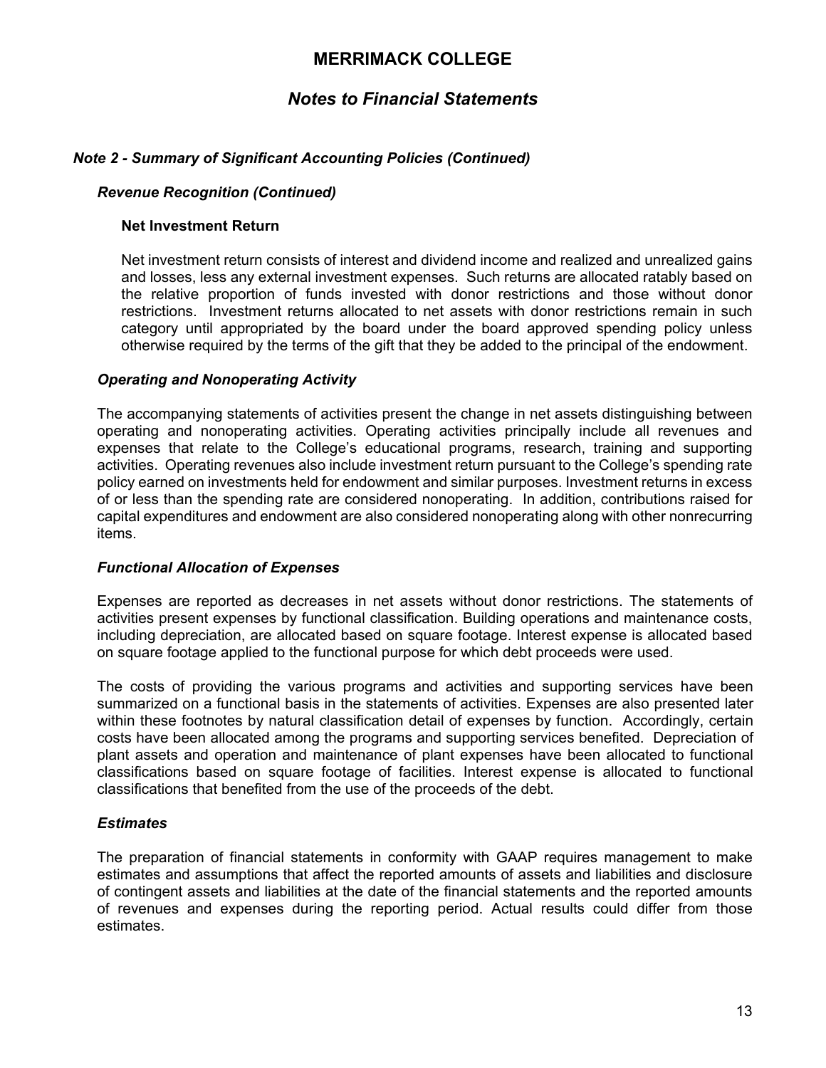## *Note 2 - Summary of Significant Accounting Policies (Continued)*

### *Revenue Recognition (Continued)*

**Net Investment Return**

Net investment return consists of interest and dividend income and realized and unrealized gains and losses, less any external investment expenses. Such returns are allocated ratably based on the relative proportion of funds invested with donor restrictions and those without donor restrictions. Investment returns allocated to net assets with donor restrictions remain in such category until appropriated by the board under the board approved spending policy unless otherwise required by the terms of the gift that they be added to the principal of the endowment.

### *Operating and Nonoperating Activity*

The accompanying statements of activities present the change in net assets distinguishing between operating and nonoperating activities. Operating activities principally include all revenues and expenses that relate to the College's educational programs, research, training and supporting activities. Operating revenues also include investment return pursuant to the College's spending rate policy earned on investments held for endowment and similar purposes. Investment returns in excess of or less than the spending rate are considered nonoperating. In addition, contributions raised for capital expenditures and endowment are also considered nonoperating along with other nonrecurring items.

### *Functional Allocation of Expenses*

Expenses are reported as decreases in net assets without donor restrictions. The statements of activities present expenses by functional classification. Building operations and maintenance costs, including depreciation, are allocated based on square footage. Interest expense is allocated based on square footage applied to the functional purpose for which debt proceeds were used.

The costs of providing the various programs and activities and supporting services have been summarized on a functional basis in the statements of activities. Expenses are also presented later within these footnotes by natural classification detail of expenses by function. Accordingly, certain costs have been allocated among the programs and supporting services benefited. Depreciation of plant assets and operation and maintenance of plant expenses have been allocated to functional classifications based on square footage of facilities. Interest expense is allocated to functional classifications that benefited from the use of the proceeds of the debt.

### *Estimates*

The preparation of financial statements in conformity with GAAP requires management to make estimates and assumptions that affect the reported amounts of assets and liabilities and disclosure of contingent assets and liabilities at the date of the financial statements and the reported amounts of revenues and expenses during the reporting period. Actual results could differ from those estimates.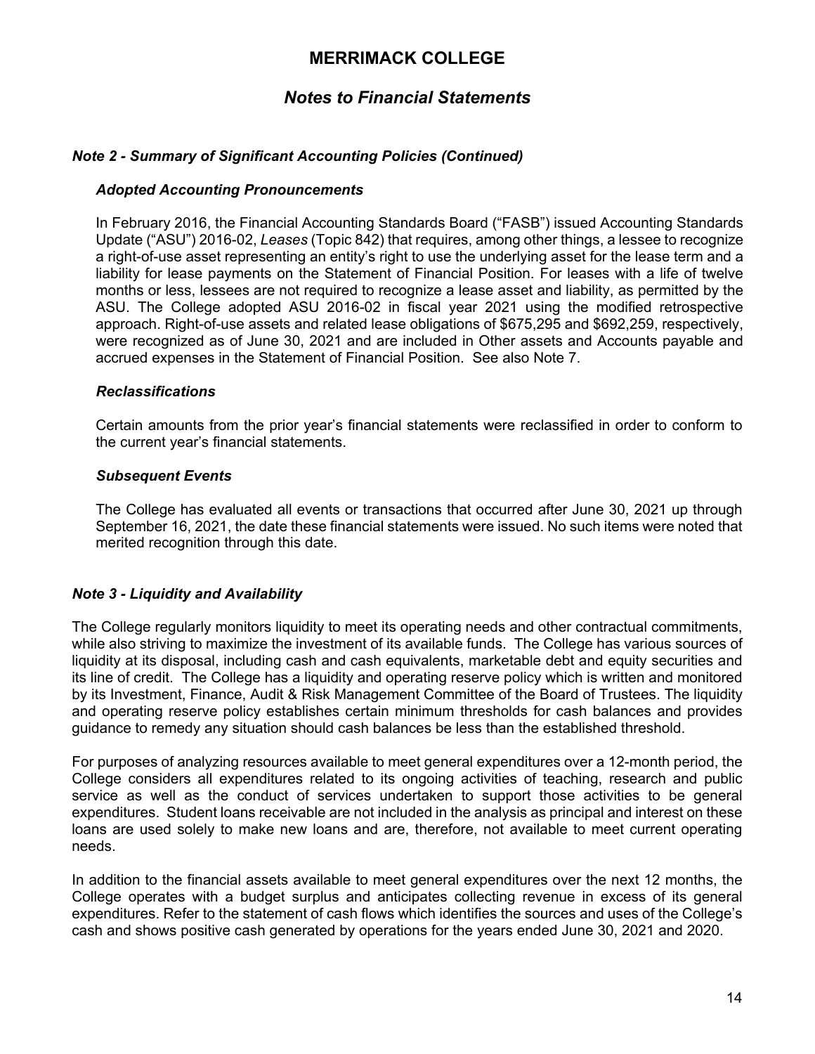# MERRIMACK COLLEGE

## *Notes to Financial Statements*

### *Note 2 - Summary of Significant Accounting Policies (Continued)*

#### *Adopted Accounting Pronouncements*

In February 2016, the Financial Accounting Standards Board ("FASB") issued Accounting Standards Update ("ASU") 2016-02, *Leases* (Topic 842) that requires, among other things, a lessee to recognize a right-of-use asset representing an entity's right to use the underlying asset for the lease term and a liability for lease payments on the Statement of Financial Position. For leases with a life of twelve months or less, lessees are not required to recognize a lease asset and liability, as permitted by the ASU. The College adopted ASU 2016-02 in fiscal year 2021 using the modified retrospective approach. Right-of-use assets and related lease obligations of $675,295 and $692,259, respectively, were recognized as of June 30, 2021 and are included in Other assets and Accounts payable and accrued expenses in the Statement of Financial Position. See also Note 7.

#### *Reclassifications*

Certain amounts from the prior year's financial statements were reclassified in order to conform to the current year's financial statements.

#### *Subsequent Events*

The College has evaluated all events or transactions that occurred after June 30, 2021 up through September 16, 2021, the date these financial statements were issued. No such items were noted that merited recognition through this date.

### *Note 3 - Liquidity and Availability*

The College regularly monitors liquidity to meet its operating needs and other contractual commitments, while also striving to maximize the investment of its available funds. The College has various sources of liquidity at its disposal, including cash and cash equivalents, marketable debt and equity securities and its line of credit. The College has a liquidity and operating reserve policy which is written and monitored by its Investment, Finance, Audit & Risk Management Committee of the Board of Trustees. The liquidity and operating reserve policy establishes certain minimum thresholds for cash balances and provides guidance to remedy any situation should cash balances be less than the established threshold.

For purposes of analyzing resources available to meet general expenditures over a 12-month period, the College considers all expenditures related to its ongoing activities of teaching, research and public service as well as the conduct of services undertaken to support those activities to be general expenditures. Student loans receivable are not included in the analysis as principal and interest on these loans are used solely to make new loans and are, therefore, not available to meet current operating needs.

In addition to the financial assets available to meet general expenditures over the next 12 months, the College operates with a budget surplus and anticipates collecting revenue in excess of its general expenditures. Refer to the statement of cash flows which identifies the sources and uses of the College's cash and shows positive cash generated by operations for the years ended June 30, 2021 and 2020.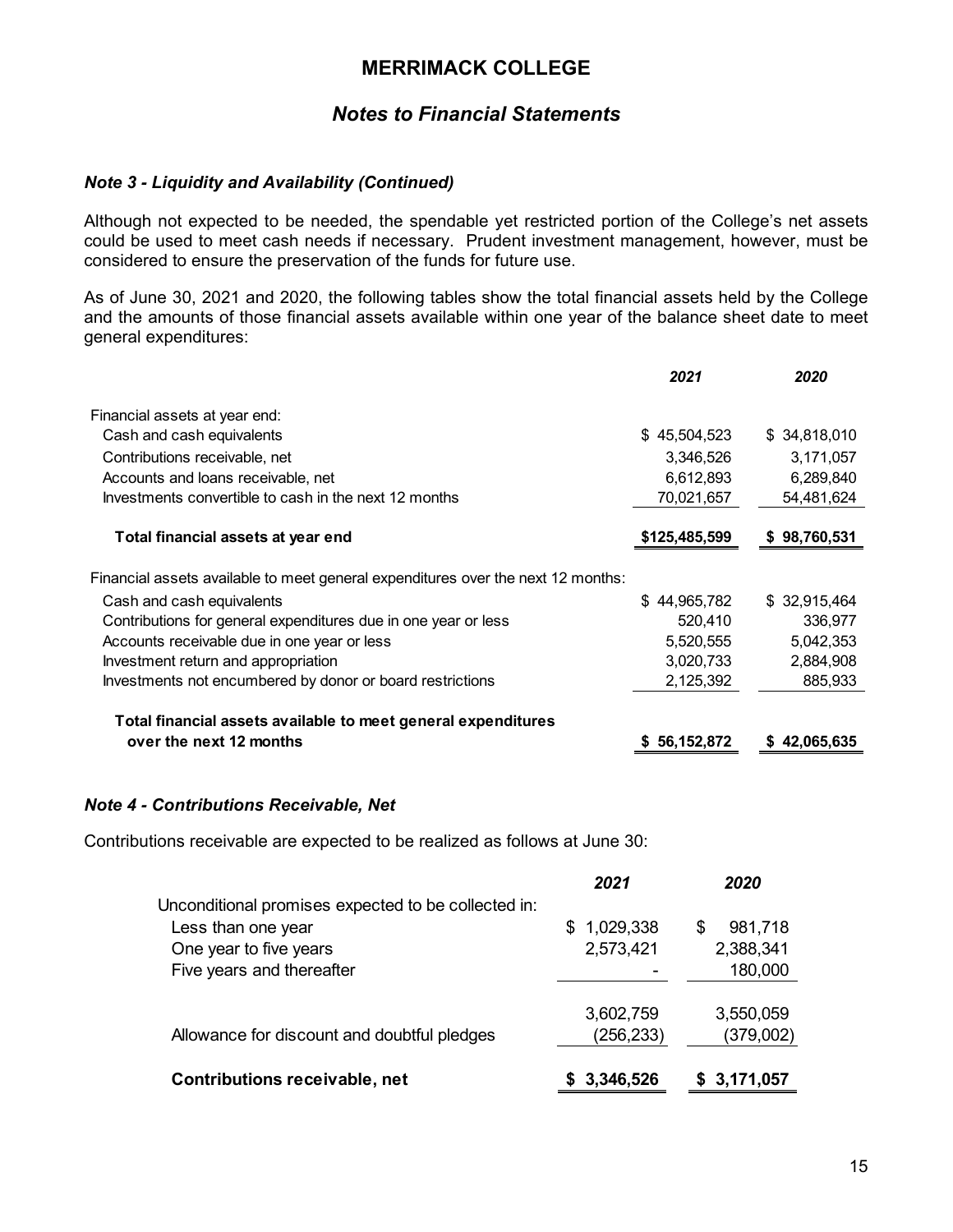# MERRIMACK COLLEGE

## *Notes to Financial Statements*

### *Note 3 - Liquidity and Availability (Continued)*

Although not expected to be needed, the spendable yet restricted portion of the College's net assets could be used to meet cash needs if necessary. Prudent investment management, however, must be considered to ensure the preservation of the funds for future use.

As of June 30, 2021 and 2020, the following tables show the total financial assets held by the College and the amounts of those financial assets available within one year of the balance sheet date to meet general expenditures:

| | *2021* | *2020* |
|---|---|---|
| Financial assets at year end: | | |
| Cash and cash equivalents | $ 45,504,523 | $ 34,818,010 |
| Contributions receivable, net | 3,346,526 | 3,171,057 |
| Accounts and loans receivable, net | 6,612,893 | 6,289,840 |
| Investments convertible to cash in the next 12 months | 70,021,657 | 54,481,624 |
| **Total financial assets at year end** | **$125,485,599** | **$ 98,760,531** |
| Financial assets available to meet general expenditures over the next 12 months: | | |
| Cash and cash equivalents | $ 44,965,782 | $ 32,915,464 |
| Contributions for general expenditures due in one year or less | 520,410 | 336,977 |
| Accounts receivable due in one year or less | 5,520,555 | 5,042,353 |
| Investment return and appropriation | 3,020,733 | 2,884,908 |
| Investments not encumbered by donor or board restrictions | 2,125,392 | 885,933 |
| **Total financial assets available to meet general expenditures over the next 12 months** | **$ 56,152,872** | **$ 42,065,635** |

### *Note 4 - Contributions Receivable, Net*

Contributions receivable are expected to be realized as follows at June 30:

| | *2021* | *2020* |
|---|---|---|
| Unconditional promises expected to be collected in: | | |
| Less than one year | $ 1,029,338 | $ 981,718 |
| One year to five years | 2,573,421 | 2,388,341 |
| Five years and thereafter | - | 180,000 |
| | 3,602,759 | 3,550,059 |
| Allowance for discount and doubtful pledges | (256,233) | (379,002) |
| **Contributions receivable, net** | **$ 3,346,526** | **$ 3,171,057** |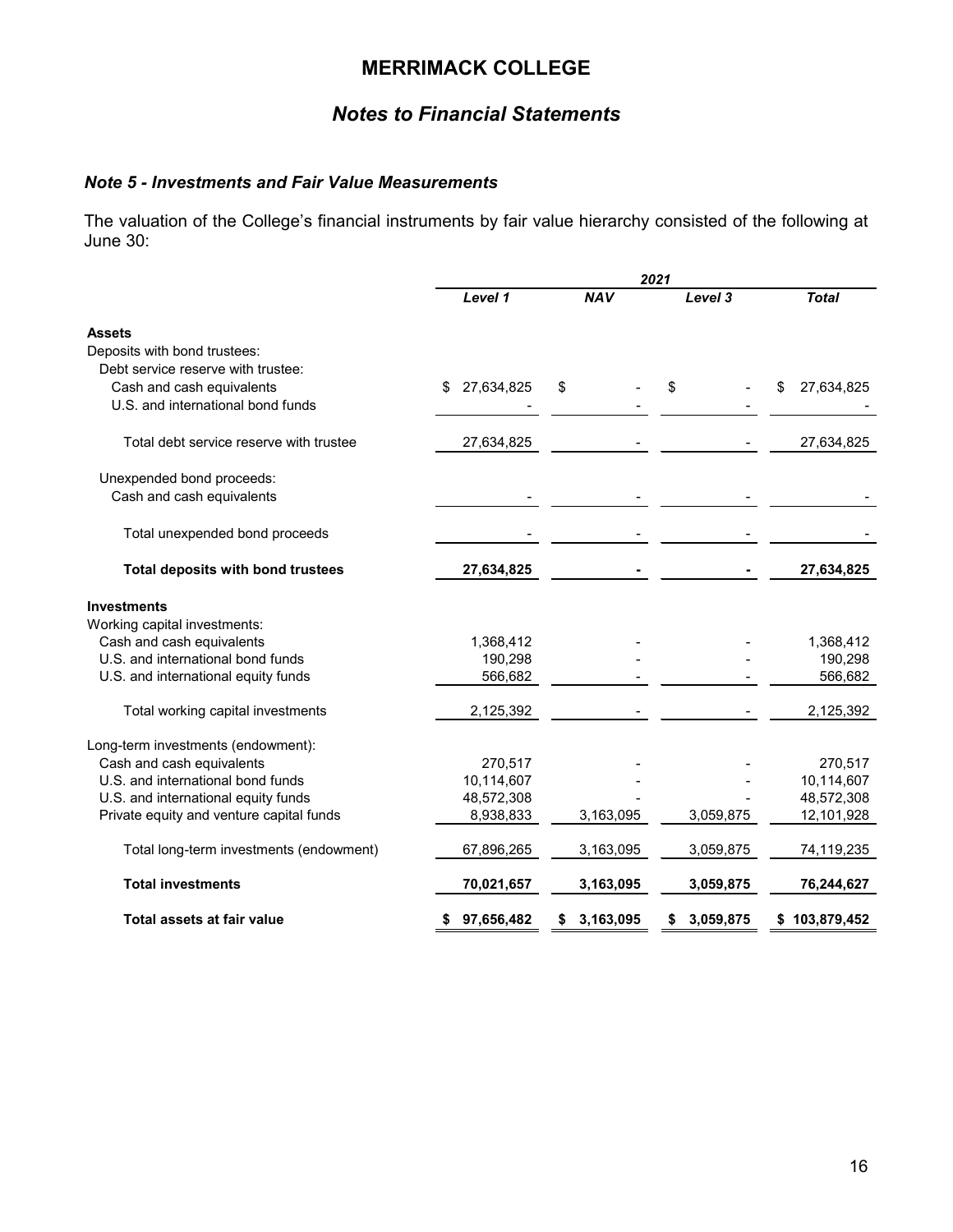# MERRIMACK COLLEGE

## *Notes to Financial Statements*

### *Note 5 - Investments and Fair Value Measurements*

The valuation of the College's financial instruments by fair value hierarchy consisted of the following at June 30:

| | 2021 | | | |
|---|---|---|---|---|
| | *Level 1* | *NAV* | *Level 3* | *Total* |
| **Assets** | | | | |
| Deposits with bond trustees: | | | | |
| Debt service reserve with trustee: | | | | |
| Cash and cash equivalents | $ 27,634,825 | $ - | $ - | $ 27,634,825 |
| U.S. and international bond funds | - | - | - | - |
| Total debt service reserve with trustee | 27,634,825 | - | - | 27,634,825 |
| Unexpended bond proceeds: | | | | |
| Cash and cash equivalents | - | - | - | - |
| Total unexpended bond proceeds | - | - | - | - |
| **Total deposits with bond trustees** | **27,634,825** | **-** | **-** | **27,634,825** |
| **Investments** | | | | |
| Working capital investments: | | | | |
| Cash and cash equivalents | 1,368,412 | - | - | 1,368,412 |
| U.S. and international bond funds | 190,298 | - | - | 190,298 |
| U.S. and international equity funds | 566,682 | - | - | 566,682 |
| Total working capital investments | 2,125,392 | - | - | 2,125,392 |
| Long-term investments (endowment): | | | | |
| Cash and cash equivalents | 270,517 | - | - | 270,517 |
| U.S. and international bond funds | 10,114,607 | - | - | 10,114,607 |
| U.S. and international equity funds | 48,572,308 | - | - | 48,572,308 |
| Private equity and venture capital funds | 8,938,833 | 3,163,095 | 3,059,875 | 12,101,928 |
| Total long-term investments (endowment) | 67,896,265 | 3,163,095 | 3,059,875 | 74,119,235 |
| **Total investments** | **70,021,657** | **3,163,095** | **3,059,875** | **76,244,627** |
| **Total assets at fair value** | **$ 97,656,482** | **$ 3,163,095** | **$ 3,059,875** | **$ 103,879,452** |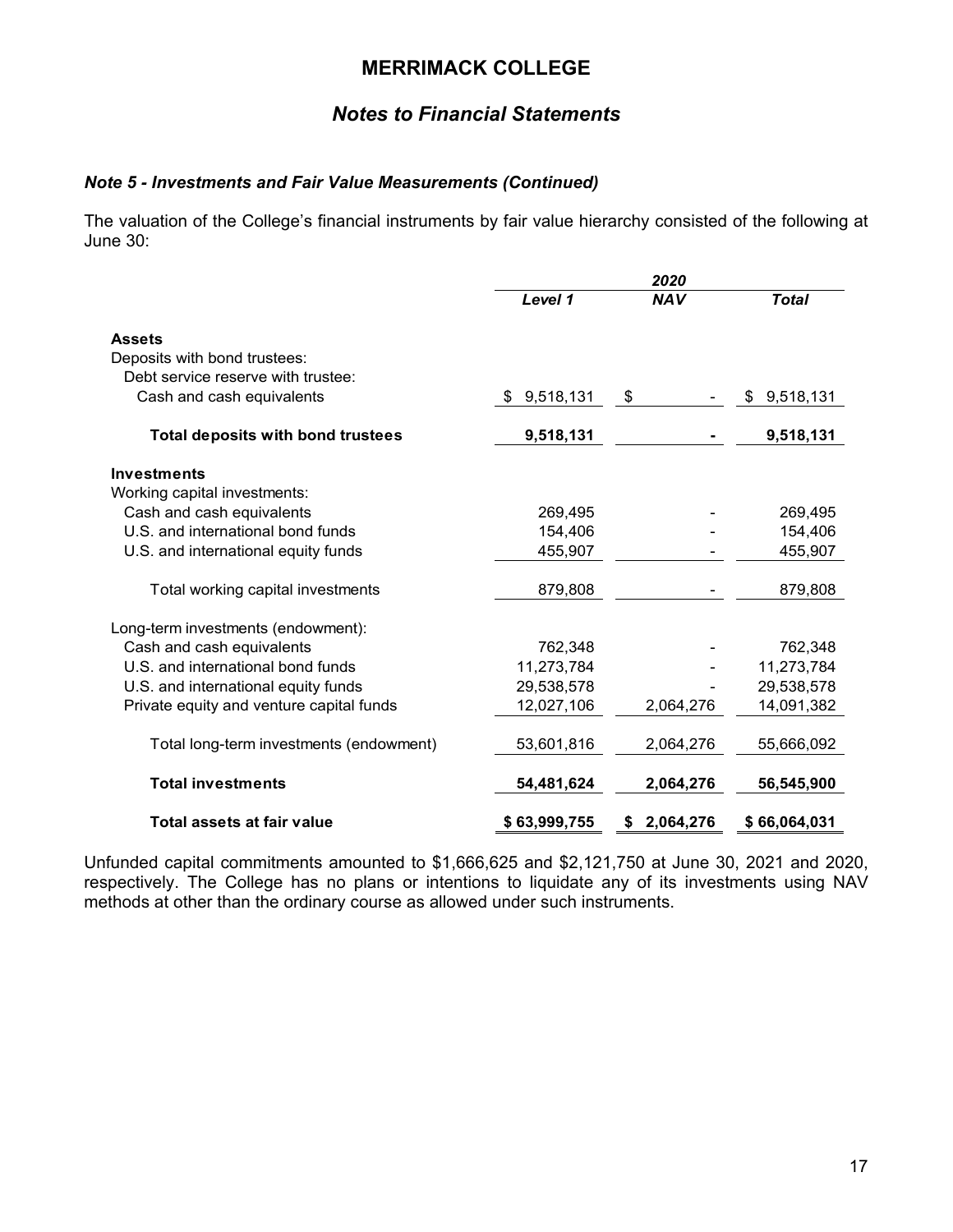# MERRIMACK COLLEGE

## *Notes to Financial Statements*

### *Note 5 - Investments and Fair Value Measurements (Continued)*

The valuation of the College's financial instruments by fair value hierarchy consisted of the following at June 30:

| | 2020 | | |
|---|---|---|---|
| | ***Level 1*** | ***NAV*** | ***Total*** |
| **Assets** | | | |
| Deposits with bond trustees: | | | |
| Debt service reserve with trustee: | | | |
| Cash and cash equivalents | $ 9,518,131 | $ - | $ 9,518,131 |
| **Total deposits with bond trustees** | **9,518,131** | **-** | **9,518,131** |
| **Investments** | | | |
| Working capital investments: | | | |
| Cash and cash equivalents | 269,495 | - | 269,495 |
| U.S. and international bond funds | 154,406 | - | 154,406 |
| U.S. and international equity funds | 455,907 | - | 455,907 |
| Total working capital investments | 879,808 | - | 879,808 |
| Long-term investments (endowment): | | | |
| Cash and cash equivalents | 762,348 | - | 762,348 |
| U.S. and international bond funds | 11,273,784 | - | 11,273,784 |
| U.S. and international equity funds | 29,538,578 | - | 29,538,578 |
| Private equity and venture capital funds | 12,027,106 | 2,064,276 | 14,091,382 |
| Total long-term investments (endowment) | 53,601,816 | 2,064,276 | 55,666,092 |
| **Total investments** | **54,481,624** | **2,064,276** | **56,545,900** |
| **Total assets at fair value** | **$ 63,999,755** | **$ 2,064,276** | **$ 66,064,031** |

Unfunded capital commitments amounted to $1,666,625 and $2,121,750 at June 30, 2021 and 2020, respectively. The College has no plans or intentions to liquidate any of its investments using NAV methods at other than the ordinary course as allowed under such instruments.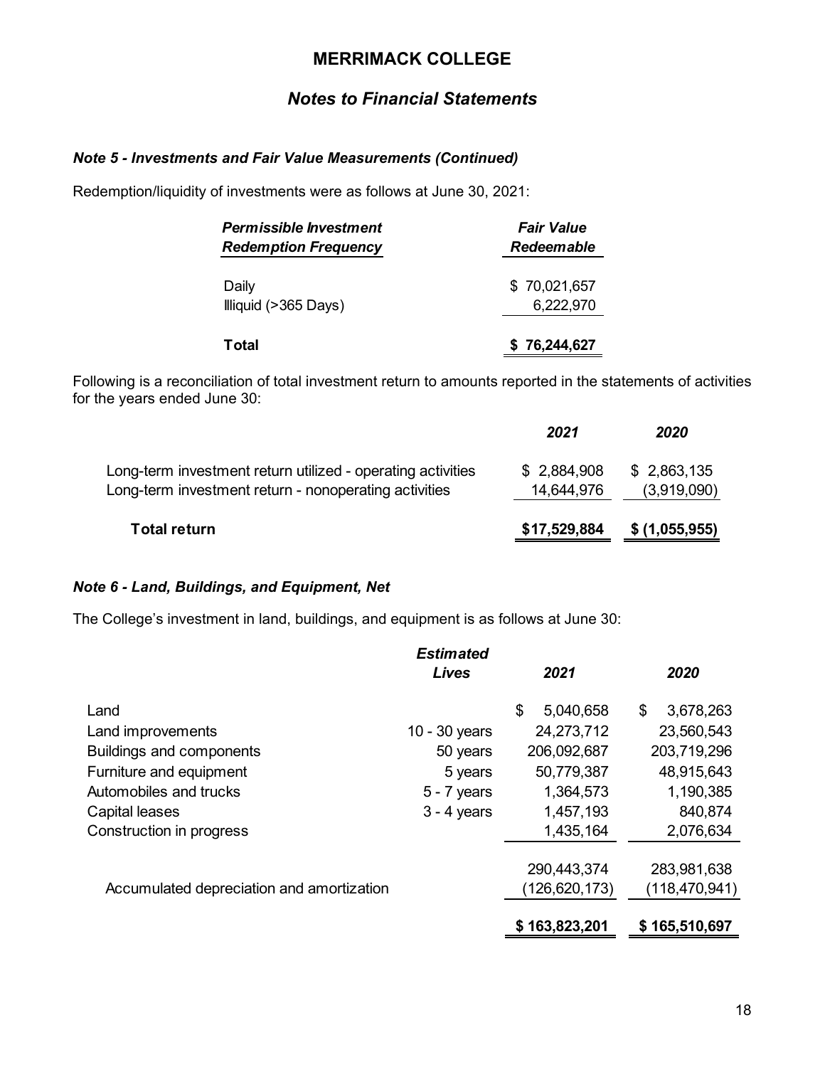# MERRIMACK COLLEGE

## *Notes to Financial Statements*

### *Note 5 - Investments and Fair Value Measurements (Continued)*

Redemption/liquidity of investments were as follows at June 30, 2021:

| *Permissible Investment Redemption Frequency* | *Fair Value Redeemable* |
|---|---|
| Daily | $ 70,021,657 |
| Illiquid (>365 Days) | 6,222,970 |
| **Total** | **$ 76,244,627** |

Following is a reconciliation of total investment return to amounts reported in the statements of activities for the years ended June 30:

| | *2021* | *2020* |
|---|---|---|
| Long-term investment return utilized - operating activities | $ 2,884,908 | $ 2,863,135 |
| Long-term investment return - nonoperating activities | 14,644,976 | (3,919,090) |
| **Total return** | **$17,529,884** | **$ (1,055,955)** |

### *Note 6 - Land, Buildings, and Equipment, Net*

The College's investment in land, buildings, and equipment is as follows at June 30:

| | *Estimated Lives* | *2021* | *2020* |
|---|---|---|---|
| Land | | $ 5,040,658 | $ 3,678,263 |
| Land improvements | 10 - 30 years | 24,273,712 | 23,560,543 |
| Buildings and components | 50 years | 206,092,687 | 203,719,296 |
| Furniture and equipment | 5 years | 50,779,387 | 48,915,643 |
| Automobiles and trucks | 5 - 7 years | 1,364,573 | 1,190,385 |
| Capital leases | 3 - 4 years | 1,457,193 | 840,874 |
| Construction in progress | | 1,435,164 | 2,076,634 |
| | | 290,443,374 | 283,981,638 |
| Accumulated depreciation and amortization | | (126,620,173) | (118,470,941) |
| | | **$ 163,823,201** | **$ 165,510,697** |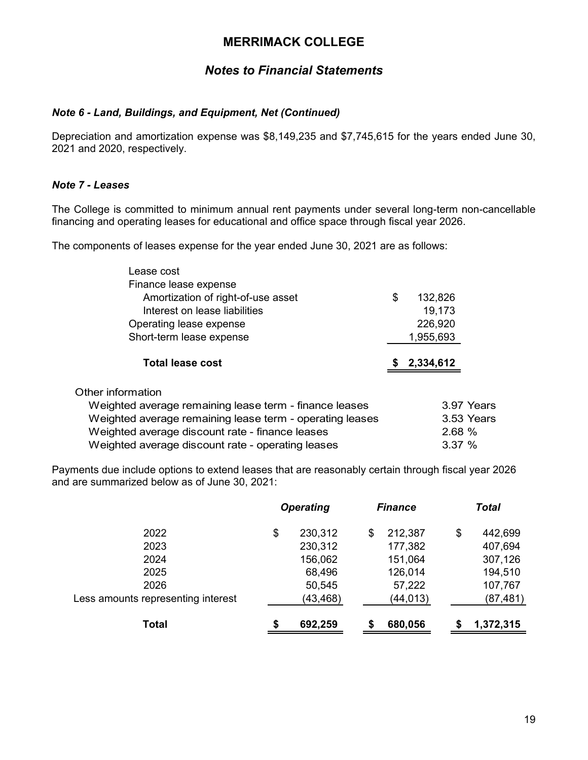## MERRIMACK COLLEGE

### *Notes to Financial Statements*

***Note 6 - Land, Buildings, and Equipment, Net (Continued)***

Depreciation and amortization expense was $8,149,235 and $7,745,615 for the years ended June 30, 2021 and 2020, respectively.

***Note 7 - Leases***

The College is committed to minimum annual rent payments under several long-term non-cancellable financing and operating leases for educational and office space through fiscal year 2026.

The components of leases expense for the year ended June 30, 2021 are as follows:

| | |
|---|---|
| Lease cost | |
| Finance lease expense | |
| Amortization of right-of-use asset | $ 132,826 |
| Interest on lease liabilities | 19,173 |
| Operating lease expense | 226,920 |
| Short-term lease expense | 1,955,693 |
| **Total lease cost** | **$ 2,334,612** |

| | |
|---|---|
| Other information | |
| Weighted average remaining lease term - finance leases | 3.97 Years |
| Weighted average remaining lease term - operating leases | 3.53 Years |
| Weighted average discount rate - finance leases | 2.68 % |
| Weighted average discount rate - operating leases | 3.37 % |

Payments due include options to extend leases that are reasonably certain through fiscal year 2026 and are summarized below as of June 30, 2021:

| | *Operating* | *Finance* | *Total* |
|---|---|---|---|
| 2022 | $ 230,312 | $ 212,387 | $ 442,699 |
| 2023 | 230,312 | 177,382 | 407,694 |
| 2024 | 156,062 | 151,064 | 307,126 |
| 2025 | 68,496 | 126,014 | 194,510 |
| 2026 | 50,545 | 57,222 | 107,767 |
| Less amounts representing interest | (43,468) | (44,013) | (87,481) |
| **Total** | **$ 692,259** | **$ 680,056** | **$ 1,372,315** |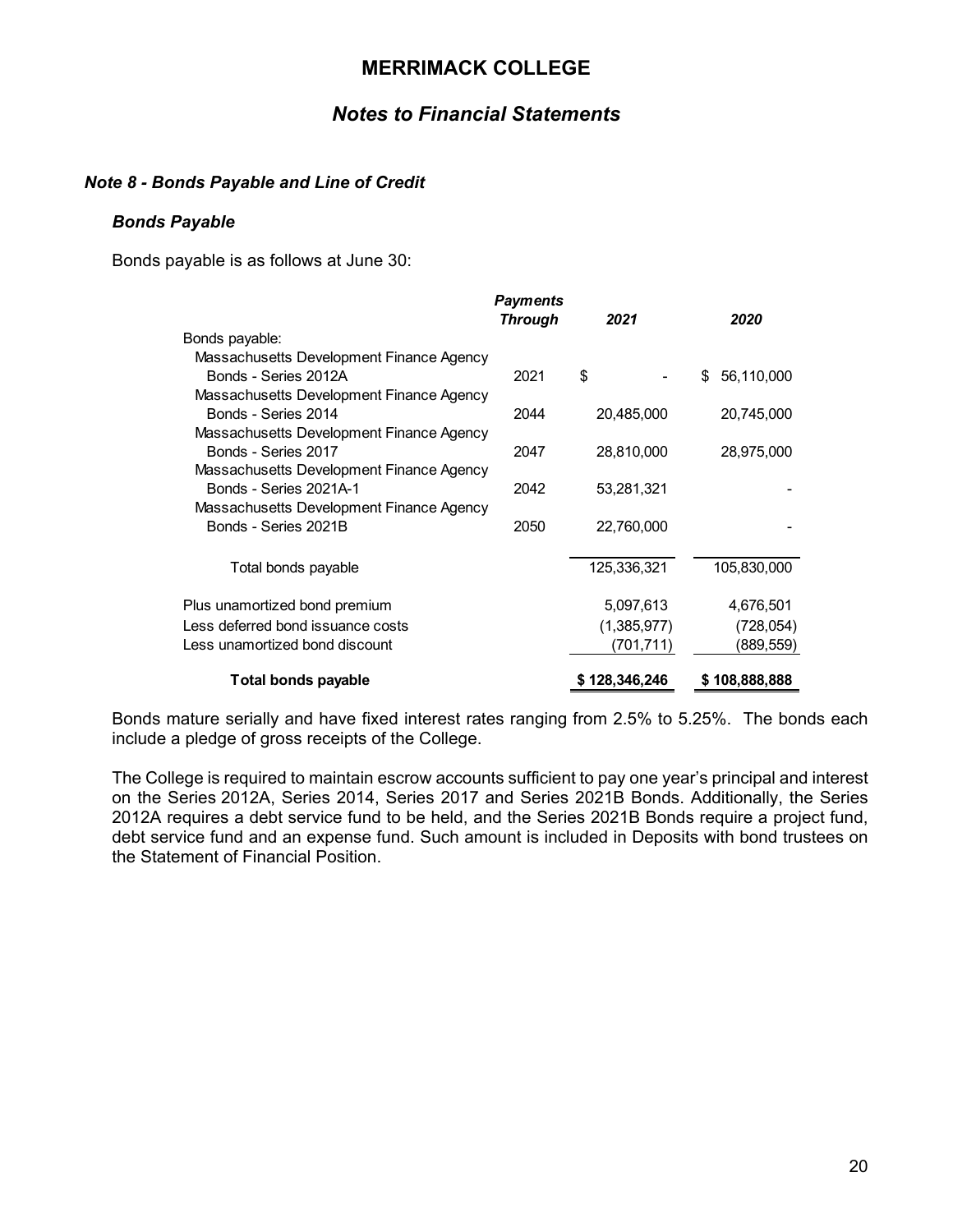## Note 8 - Bonds Payable and Line of Credit

### Bonds Payable

Bonds payable is as follows at June 30:

| | *Payments Through* | *2021* | *2020* |
|---|---|---|---|
| Bonds payable: | | | |
| Massachusetts Development Finance Agency Bonds - Series 2012A | 2021 | $ - | $ 56,110,000 |
| Massachusetts Development Finance Agency Bonds - Series 2014 | 2044 | 20,485,000 | 20,745,000 |
| Massachusetts Development Finance Agency Bonds - Series 2017 | 2047 | 28,810,000 | 28,975,000 |
| Massachusetts Development Finance Agency Bonds - Series 2021A-1 | 2042 | 53,281,321 | - |
| Massachusetts Development Finance Agency Bonds - Series 2021B | 2050 | 22,760,000 | - |
| Total bonds payable | | 125,336,321 | 105,830,000 |
| Plus unamortized bond premium | | 5,097,613 | 4,676,501 |
| Less deferred bond issuance costs | | (1,385,977) | (728,054) |
| Less unamortized bond discount | | (701,711) | (889,559) |
| **Total bonds payable** | | **$ 128,346,246** | **$ 108,888,888** |

Bonds mature serially and have fixed interest rates ranging from 2.5% to 5.25%. The bonds each include a pledge of gross receipts of the College.

The College is required to maintain escrow accounts sufficient to pay one year's principal and interest on the Series 2012A, Series 2014, Series 2017 and Series 2021B Bonds. Additionally, the Series 2012A requires a debt service fund to be held, and the Series 2021B Bonds require a project fund, debt service fund and an expense fund. Such amount is included in Deposits with bond trustees on the Statement of Financial Position.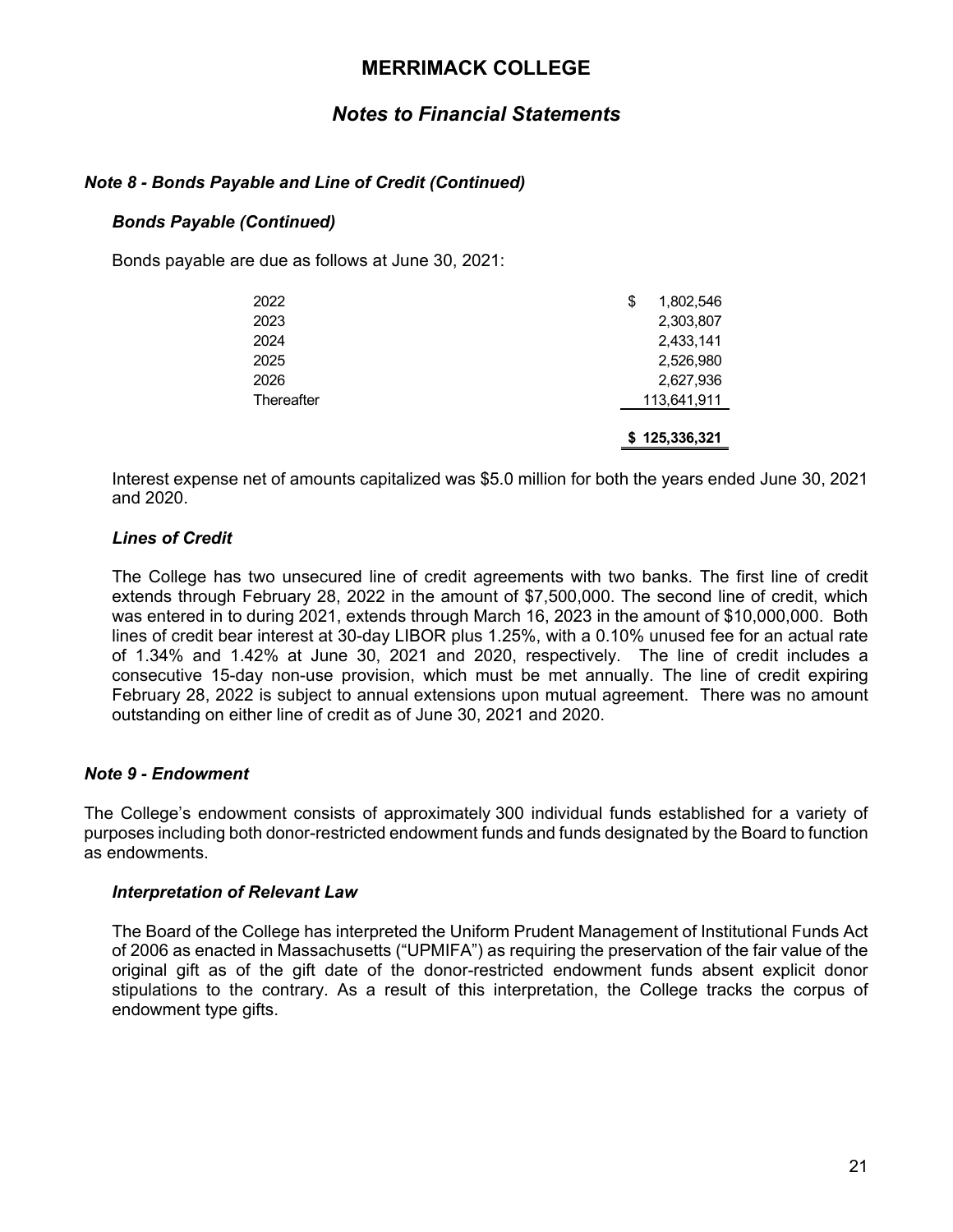## Note 8 - Bonds Payable and Line of Credit (Continued)

### Bonds Payable (Continued)

Bonds payable are due as follows at June 30, 2021:

| | |
|---|---|
| 2022 | $ 1,802,546 |
| 2023 | 2,303,807 |
| 2024 | 2,433,141 |
| 2025 | 2,526,980 |
| 2026 | 2,627,936 |
| Thereafter | 113,641,911 |
| | **$ 125,336,321** |

Interest expense net of amounts capitalized was $5.0 million for both the years ended June 30, 2021 and 2020.

### Lines of Credit

The College has two unsecured line of credit agreements with two banks. The first line of credit extends through February 28, 2022 in the amount of $7,500,000. The second line of credit, which was entered in to during 2021, extends through March 16, 2023 in the amount of $10,000,000. Both lines of credit bear interest at 30-day LIBOR plus 1.25%, with a 0.10% unused fee for an actual rate of 1.34% and 1.42% at June 30, 2021 and 2020, respectively. The line of credit includes a consecutive 15-day non-use provision, which must be met annually. The line of credit expiring February 28, 2022 is subject to annual extensions upon mutual agreement. There was no amount outstanding on either line of credit as of June 30, 2021 and 2020.

## Note 9 - Endowment

The College's endowment consists of approximately 300 individual funds established for a variety of purposes including both donor-restricted endowment funds and funds designated by the Board to function as endowments.

### Interpretation of Relevant Law

The Board of the College has interpreted the Uniform Prudent Management of Institutional Funds Act of 2006 as enacted in Massachusetts ("UPMIFA") as requiring the preservation of the fair value of the original gift as of the gift date of the donor-restricted endowment funds absent explicit donor stipulations to the contrary. As a result of this interpretation, the College tracks the corpus of endowment type gifts.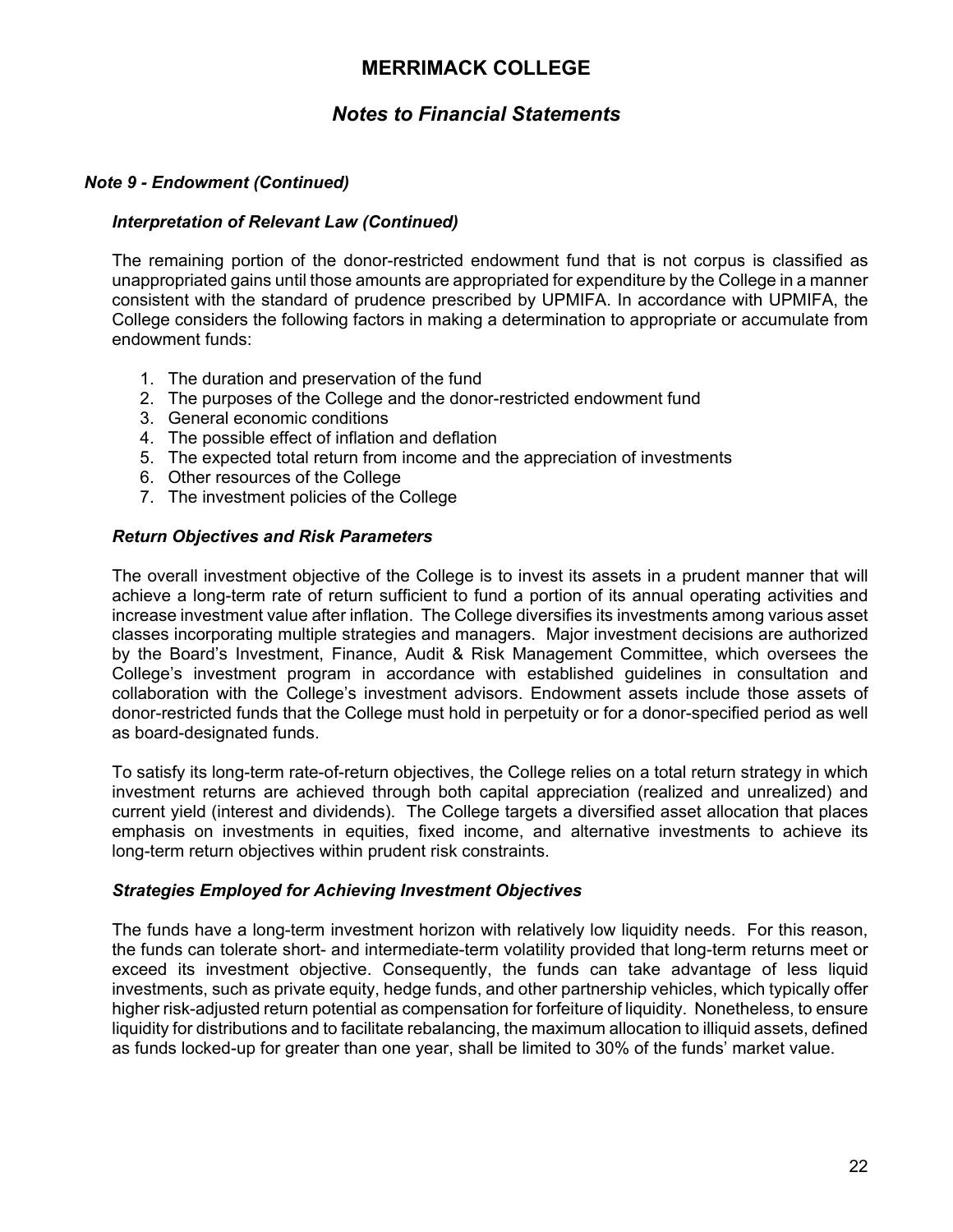# MERRIMACK COLLEGE

## *Notes to Financial Statements*

### *Note 9 - Endowment (Continued)*

#### *Interpretation of Relevant Law (Continued)*

The remaining portion of the donor-restricted endowment fund that is not corpus is classified as unappropriated gains until those amounts are appropriated for expenditure by the College in a manner consistent with the standard of prudence prescribed by UPMIFA. In accordance with UPMIFA, the College considers the following factors in making a determination to appropriate or accumulate from endowment funds:

1. The duration and preservation of the fund
2. The purposes of the College and the donor-restricted endowment fund
3. General economic conditions
4. The possible effect of inflation and deflation
5. The expected total return from income and the appreciation of investments
6. Other resources of the College
7. The investment policies of the College

#### *Return Objectives and Risk Parameters*

The overall investment objective of the College is to invest its assets in a prudent manner that will achieve a long-term rate of return sufficient to fund a portion of its annual operating activities and increase investment value after inflation. The College diversifies its investments among various asset classes incorporating multiple strategies and managers. Major investment decisions are authorized by the Board's Investment, Finance, Audit & Risk Management Committee, which oversees the College's investment program in accordance with established guidelines in consultation and collaboration with the College's investment advisors. Endowment assets include those assets of donor-restricted funds that the College must hold in perpetuity or for a donor-specified period as well as board-designated funds.

To satisfy its long-term rate-of-return objectives, the College relies on a total return strategy in which investment returns are achieved through both capital appreciation (realized and unrealized) and current yield (interest and dividends). The College targets a diversified asset allocation that places emphasis on investments in equities, fixed income, and alternative investments to achieve its long-term return objectives within prudent risk constraints.

#### *Strategies Employed for Achieving Investment Objectives*

The funds have a long-term investment horizon with relatively low liquidity needs. For this reason, the funds can tolerate short- and intermediate-term volatility provided that long-term returns meet or exceed its investment objective. Consequently, the funds can take advantage of less liquid investments, such as private equity, hedge funds, and other partnership vehicles, which typically offer higher risk-adjusted return potential as compensation for forfeiture of liquidity. Nonetheless, to ensure liquidity for distributions and to facilitate rebalancing, the maximum allocation to illiquid assets, defined as funds locked-up for greater than one year, shall be limited to 30% of the funds' market value.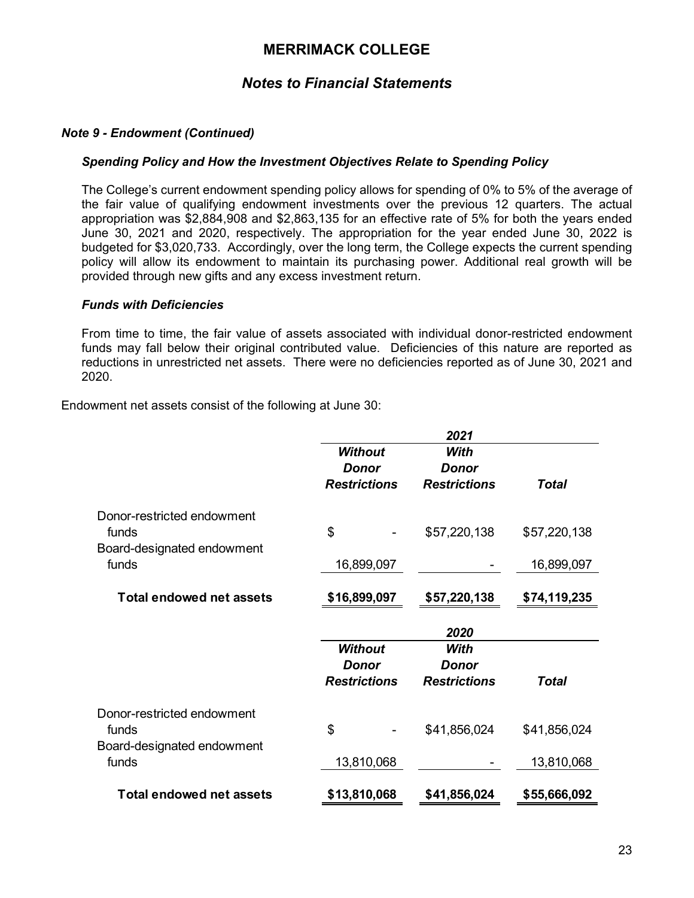# MERRIMACK COLLEGE

## *Notes to Financial Statements*

### *Note 9 - Endowment (Continued)*

#### *Spending Policy and How the Investment Objectives Relate to Spending Policy*

The College's current endowment spending policy allows for spending of 0% to 5% of the average of the fair value of qualifying endowment investments over the previous 12 quarters. The actual appropriation was $2,884,908 and $2,863,135 for an effective rate of 5% for both the years ended June 30, 2021 and 2020, respectively. The appropriation for the year ended June 30, 2022 is budgeted for $3,020,733. Accordingly, over the long term, the College expects the current spending policy will allow its endowment to maintain its purchasing power. Additional real growth will be provided through new gifts and any excess investment return.

#### *Funds with Deficiencies*

From time to time, the fair value of assets associated with individual donor-restricted endowment funds may fall below their original contributed value. Deficiencies of this nature are reported as reductions in unrestricted net assets. There were no deficiencies reported as of June 30, 2021 and 2020.

Endowment net assets consist of the following at June 30:

| | 2021 | | |
|---|---|---|---|
| | ***Without Donor Restrictions*** | ***With Donor Restrictions*** | ***Total*** |
| Donor-restricted endowment funds | $ - | $57,220,138 | $57,220,138 |
| Board-designated endowment funds | 16,899,097 | - | 16,899,097 |
| **Total endowed net assets** | **$16,899,097** | **$57,220,138** | **$74,119,235** |

| | 2020 | | |
|---|---|---|---|
| | ***Without Donor Restrictions*** | ***With Donor Restrictions*** | ***Total*** |
| Donor-restricted endowment funds | $ - | $41,856,024 | $41,856,024 |
| Board-designated endowment funds | 13,810,068 | - | 13,810,068 |
| **Total endowed net assets** | **$13,810,068** | **$41,856,024** | **$55,666,092** |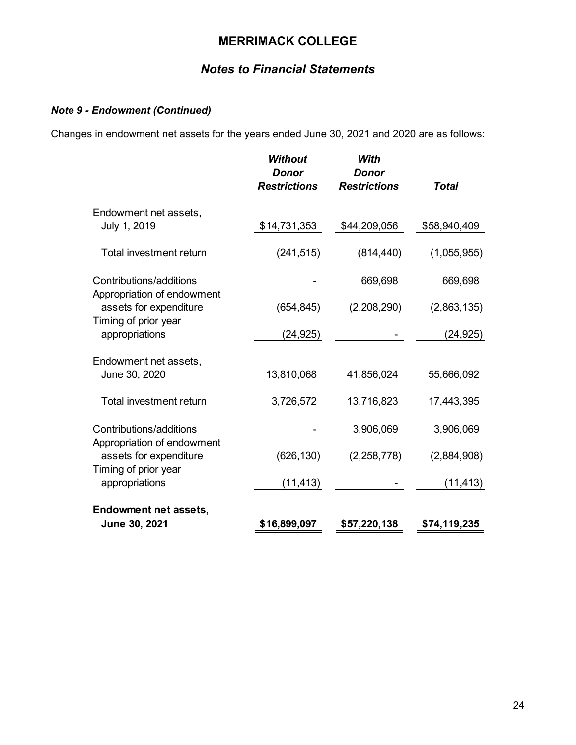## MERRIMACK COLLEGE

## *Notes to Financial Statements*

### *Note 9 - Endowment (Continued)*

Changes in endowment net assets for the years ended June 30, 2021 and 2020 are as follows:

| | ***Without Donor Restrictions*** | ***With Donor Restrictions*** | ***Total*** |
|---|---|---|---|
| Endowment net assets, July 1, 2019 | $14,731,353 | $44,209,056 | $58,940,409 |
| Total investment return | (241,515) | (814,440) | (1,055,955) |
| Contributions/additions | - | 669,698 | 669,698 |
| Appropriation of endowment assets for expenditure | (654,845) | (2,208,290) | (2,863,135) |
| Timing of prior year appropriations | (24,925) | - | (24,925) |
| Endowment net assets, June 30, 2020 | 13,810,068 | 41,856,024 | 55,666,092 |
| Total investment return | 3,726,572 | 13,716,823 | 17,443,395 |
| Contributions/additions | - | 3,906,069 | 3,906,069 |
| Appropriation of endowment assets for expenditure | (626,130) | (2,258,778) | (2,884,908) |
| Timing of prior year appropriations | (11,413) | - | (11,413) |
| **Endowment net assets, June 30, 2021** | **$16,899,097** | **$57,220,138** | **$74,119,235** |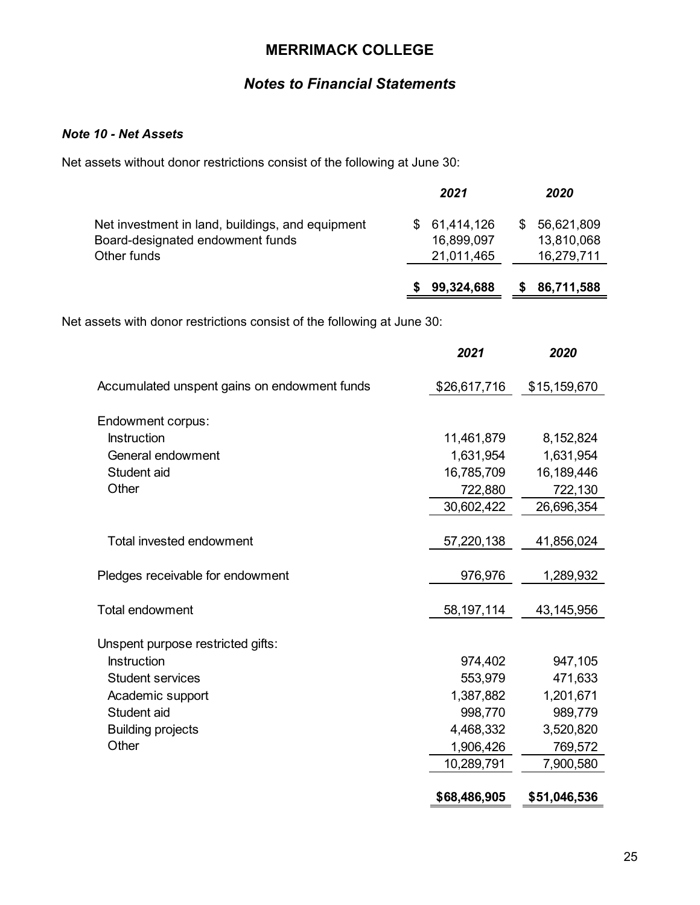# MERRIMACK COLLEGE

## *Notes to Financial Statements*

### *Note 10 - Net Assets*

Net assets without donor restrictions consist of the following at June 30:

| | *2021* | *2020* |
|---|---|---|
| Net investment in land, buildings, and equipment | $ 61,414,126 | $ 56,621,809 |
| Board-designated endowment funds | 16,899,097 | 13,810,068 |
| Other funds | 21,011,465 | 16,279,711 |
| | **$ 99,324,688** | **$ 86,711,588** |

Net assets with donor restrictions consist of the following at June 30:

| | *2021* | *2020* |
|---|---|---|
| Accumulated unspent gains on endowment funds | $26,617,716 | $15,159,670 |
| Endowment corpus: | | |
| Instruction | 11,461,879 | 8,152,824 |
| General endowment | 1,631,954 | 1,631,954 |
| Student aid | 16,785,709 | 16,189,446 |
| Other | 722,880 | 722,130 |
| | 30,602,422 | 26,696,354 |
| Total invested endowment | 57,220,138 | 41,856,024 |
| Pledges receivable for endowment | 976,976 | 1,289,932 |
| Total endowment | 58,197,114 | 43,145,956 |
| Unspent purpose restricted gifts: | | |
| Instruction | 974,402 | 947,105 |
| Student services | 553,979 | 471,633 |
| Academic support | 1,387,882 | 1,201,671 |
| Student aid | 998,770 | 989,779 |
| Building projects | 4,468,332 | 3,520,820 |
| Other | 1,906,426 | 769,572 |
| | 10,289,791 | 7,900,580 |
| | **$68,486,905** | **$51,046,536** |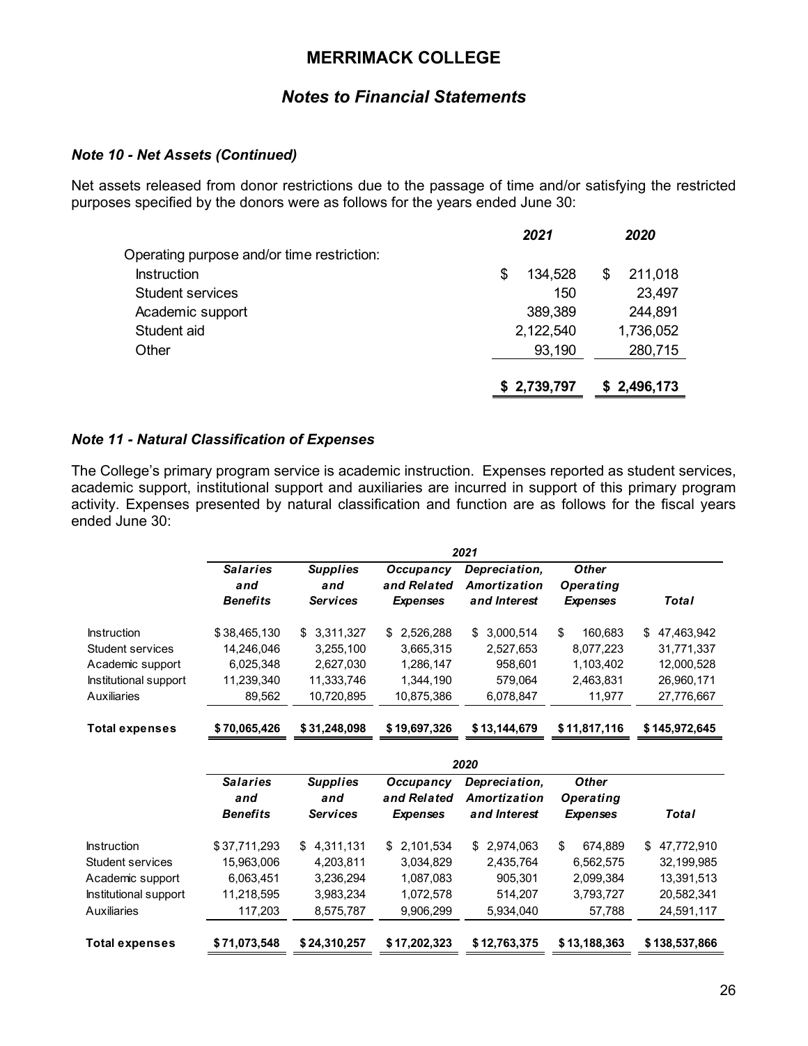# MERRIMACK COLLEGE

## *Notes to Financial Statements*

### *Note 10 - Net Assets (Continued)*

Net assets released from donor restrictions due to the passage of time and/or satisfying the restricted purposes specified by the donors were as follows for the years ended June 30:

| | *2021* | *2020* |
|---|---|---|
| Operating purpose and/or time restriction: | | |
| Instruction | $ 134,528 | $ 211,018 |
| Student services | 150 | 23,497 |
| Academic support | 389,389 | 244,891 |
| Student aid | 2,122,540 | 1,736,052 |
| Other | 93,190 | 280,715 |
| | **$ 2,739,797** | **$ 2,496,173** |

### *Note 11 - Natural Classification of Expenses*

The College's primary program service is academic instruction. Expenses reported as student services, academic support, institutional support and auxiliaries are incurred in support of this primary program activity. Expenses presented by natural classification and function are as follows for the fiscal years ended June 30:

| | *2021* | | | | | |
|---|---|---|---|---|---|---|
| | ***Salaries and Benefits*** | ***Supplies and Services*** | ***Occupancy and Related Expenses*** | ***Depreciation, Amortization and Interest*** | ***Other Operating Expenses*** | ***Total*** |
| Instruction | $ 38,465,130 | $ 3,311,327 | $ 2,526,288 | $ 3,000,514 | $ 160,683 | $ 47,463,942 |
| Student services | 14,246,046 | 3,255,100 | 3,665,315 | 2,527,653 | 8,077,223 | 31,771,337 |
| Academic support | 6,025,348 | 2,627,030 | 1,286,147 | 958,601 | 1,103,402 | 12,000,528 |
| Institutional support | 11,239,340 | 11,333,746 | 1,344,190 | 579,064 | 2,463,831 | 26,960,171 |
| Auxiliaries | 89,562 | 10,720,895 | 10,875,386 | 6,078,847 | 11,977 | 27,776,667 |
| **Total expenses** | **$ 70,065,426** | **$ 31,248,098** | **$ 19,697,326** | **$ 13,144,679** | **$ 11,817,116** | **$ 145,972,645** |

| | *2020* | | | | | |
|---|---|---|---|---|---|---|
| | ***Salaries and Benefits*** | ***Supplies and Services*** | ***Occupancy and Related Expenses*** | ***Depreciation, Amortization and Interest*** | ***Other Operating Expenses*** | ***Total*** |
| Instruction | $ 37,711,293 | $ 4,311,131 | $ 2,101,534 | $ 2,974,063 | $ 674,889 | $ 47,772,910 |
| Student services | 15,963,006 | 4,203,811 | 3,034,829 | 2,435,764 | 6,562,575 | 32,199,985 |
| Academic support | 6,063,451 | 3,236,294 | 1,087,083 | 905,301 | 2,099,384 | 13,391,513 |
| Institutional support | 11,218,595 | 3,983,234 | 1,072,578 | 514,207 | 3,793,727 | 20,582,341 |
| Auxiliaries | 117,203 | 8,575,787 | 9,906,299 | 5,934,040 | 57,788 | 24,591,117 |
| **Total expenses** | **$ 71,073,548** | **$ 24,310,257** | **$ 17,202,323** | **$ 12,763,375** | **$ 13,188,363** | **$ 138,537,866** |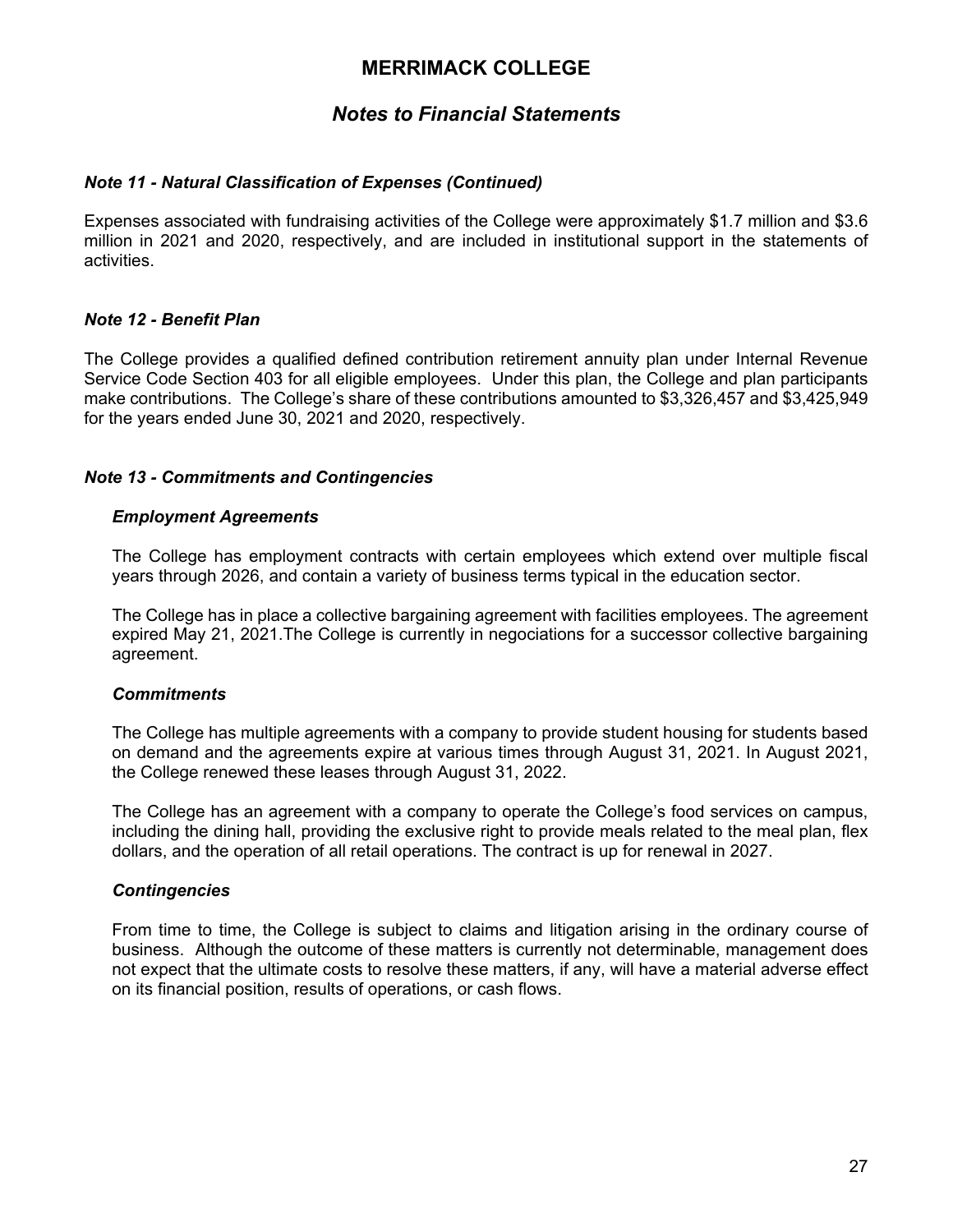# MERRIMACK COLLEGE

## *Notes to Financial Statements*

### *Note 11 - Natural Classification of Expenses (Continued)*

Expenses associated with fundraising activities of the College were approximately $1.7 million and $3.6 million in 2021 and 2020, respectively, and are included in institutional support in the statements of activities.

### *Note 12 - Benefit Plan*

The College provides a qualified defined contribution retirement annuity plan under Internal Revenue Service Code Section 403 for all eligible employees. Under this plan, the College and plan participants make contributions. The College's share of these contributions amounted to $3,326,457 and $3,425,949 for the years ended June 30, 2021 and 2020, respectively.

### *Note 13 - Commitments and Contingencies*

#### *Employment Agreements*

The College has employment contracts with certain employees which extend over multiple fiscal years through 2026, and contain a variety of business terms typical in the education sector.

The College has in place a collective bargaining agreement with facilities employees. The agreement expired May 21, 2021.The College is currently in negociations for a successor collective bargaining agreement.

#### *Commitments*

The College has multiple agreements with a company to provide student housing for students based on demand and the agreements expire at various times through August 31, 2021. In August 2021, the College renewed these leases through August 31, 2022.

The College has an agreement with a company to operate the College's food services on campus, including the dining hall, providing the exclusive right to provide meals related to the meal plan, flex dollars, and the operation of all retail operations. The contract is up for renewal in 2027.

#### *Contingencies*

From time to time, the College is subject to claims and litigation arising in the ordinary course of business. Although the outcome of these matters is currently not determinable, management does not expect that the ultimate costs to resolve these matters, if any, will have a material adverse effect on its financial position, results of operations, or cash flows.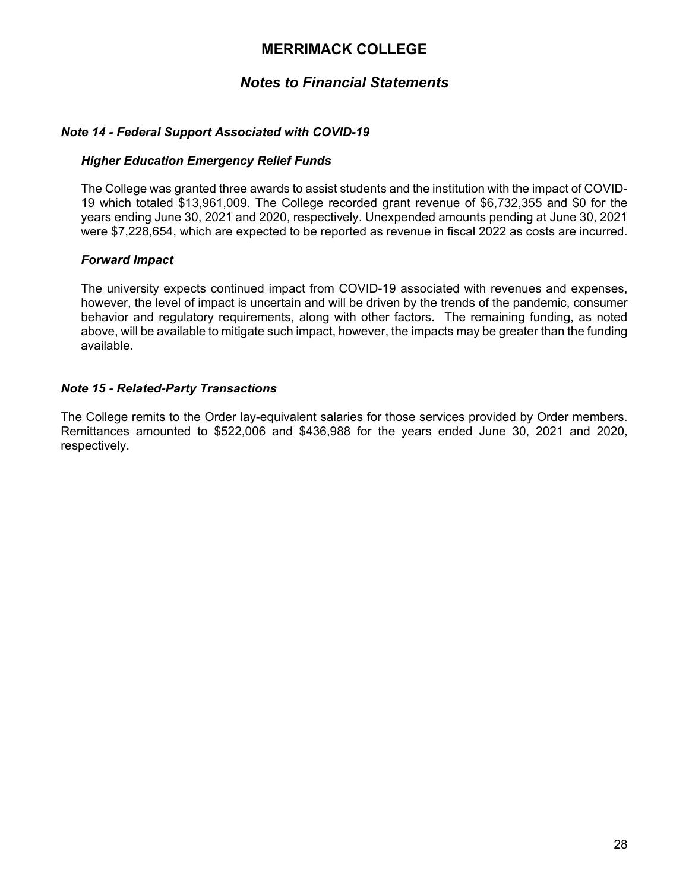# MERRIMACK COLLEGE

## *Notes to Financial Statements*

### *Note 14 - Federal Support Associated with COVID-19*

#### *Higher Education Emergency Relief Funds*

The College was granted three awards to assist students and the institution with the impact of COVID-19 which totaled $13,961,009. The College recorded grant revenue of $6,732,355 and $0 for the years ending June 30, 2021 and 2020, respectively. Unexpended amounts pending at June 30, 2021 were $7,228,654, which are expected to be reported as revenue in fiscal 2022 as costs are incurred.

#### *Forward Impact*

The university expects continued impact from COVID-19 associated with revenues and expenses, however, the level of impact is uncertain and will be driven by the trends of the pandemic, consumer behavior and regulatory requirements, along with other factors. The remaining funding, as noted above, will be available to mitigate such impact, however, the impacts may be greater than the funding available.

### *Note 15 - Related-Party Transactions*

The College remits to the Order lay-equivalent salaries for those services provided by Order members. Remittances amounted to $522,006 and $436,988 for the years ended June 30, 2021 and 2020, respectively.